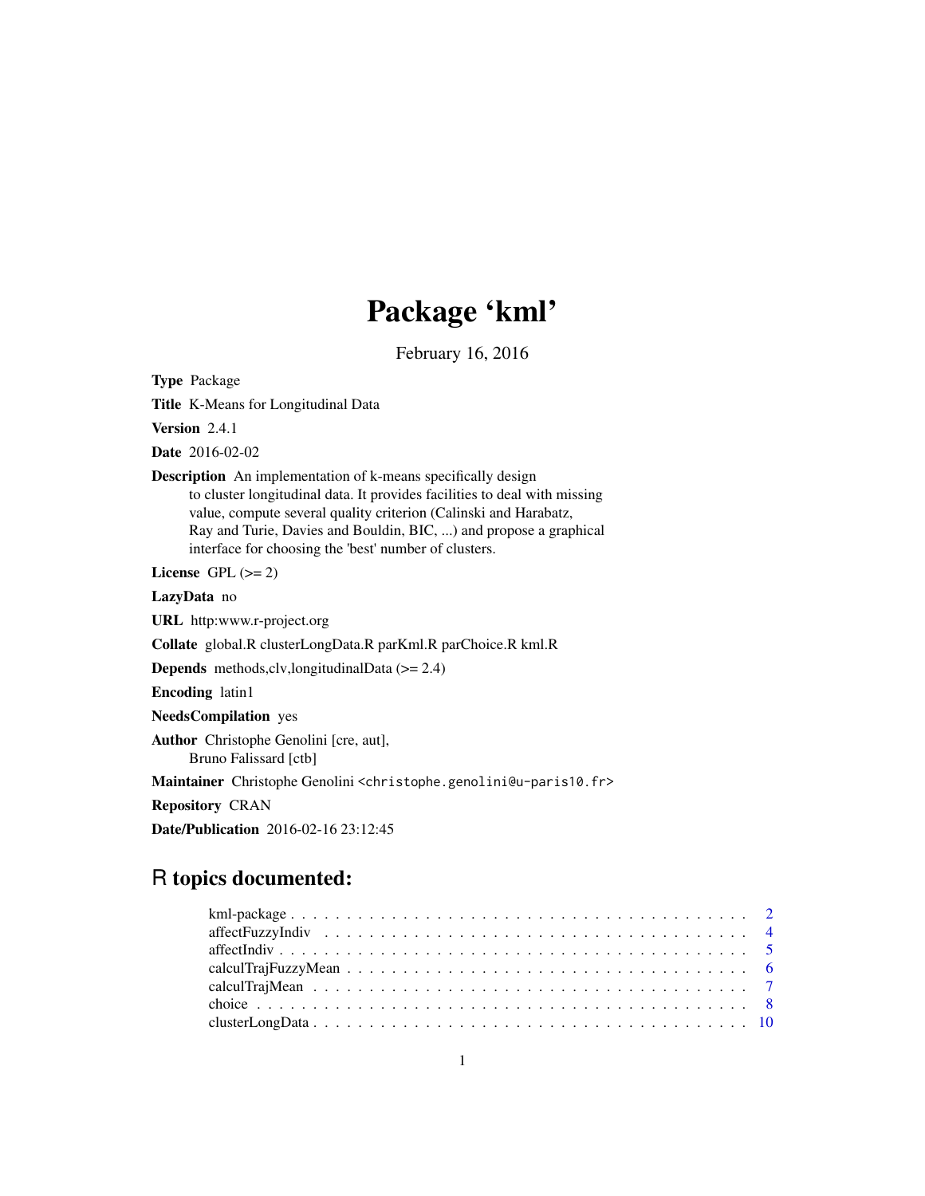# Package 'kml'

February 16, 2016

**Type** Package

**Title** K-Means for Longitudinal Data

**Version** 2.4.1

**Date** 2016-02-02

**Description** An implementation of k-means specifically design to cluster longitudinal data. It provides facilities to deal with missing value, compute several quality criterion (Calinski and Harabatz, Ray and Turie, Davies and Bouldin, BIC, ...) and propose a graphical interface for choosing the 'best' number of clusters.

**License** GPL (>= 2)

**LazyData** no

**URL** http:www.r-project.org

**Collate** global.R clusterLongData.R parKml.R parChoice.R kml.R

**Depends** methods,clv,longitudinalData (>= 2.4)

**Encoding** latin1

**NeedsCompilation** yes

**Author** Christophe Genolini [cre, aut], Bruno Falissard [ctb]

**Maintainer** Christophe Genolini <christophe.genolini@u-paris10.fr>

**Repository** CRAN

**Date/Publication** 2016-02-16 23:12:45

## R topics documented:

- kml-package . . . . . . . . . . . . . . . . . . . . . . . . . . . . . . . . . . . . . . . . . 2
- affectFuzzyIndiv . . . . . . . . . . . . . . . . . . . . . . . . . . . . . . . . . . . . . . 4
- affectIndiv . . . . . . . . . . . . . . . . . . . . . . . . . . . . . . . . . . . . . . . . . . 5
- calculTrajFuzzyMean . . . . . . . . . . . . . . . . . . . . . . . . . . . . . . . . . . . 6
- calculTrajMean . . . . . . . . . . . . . . . . . . . . . . . . . . . . . . . . . . . . . . . 7
- choice . . . . . . . . . . . . . . . . . . . . . . . . . . . . . . . . . . . . . . . . . . . . 8
- clusterLongData . . . . . . . . . . . . . . . . . . . . . . . . . . . . . . . . . . . . . . 10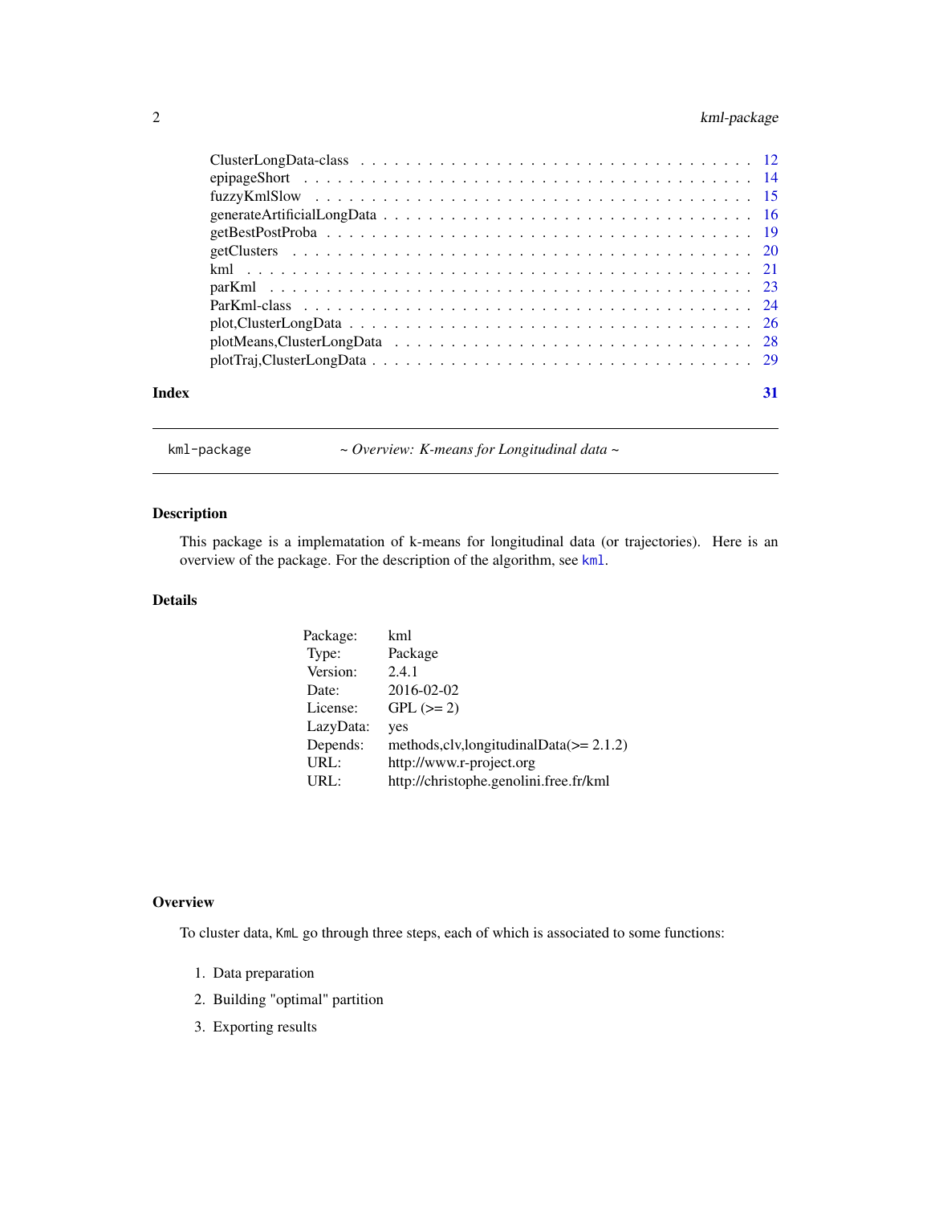ClusterLongData-class . . . . . . . . . . . . . . . . . . . . . . . . . . . . . . . . . 12
epipageShort . . . . . . . . . . . . . . . . . . . . . . . . . . . . . . . . . . . . . . 14
fuzzyKmlSlow . . . . . . . . . . . . . . . . . . . . . . . . . . . . . . . . . . . . . . 15
generateArtificialLongData . . . . . . . . . . . . . . . . . . . . . . . . . . . . . . . 16
getBestPostProba . . . . . . . . . . . . . . . . . . . . . . . . . . . . . . . . . . . . 19
getClusters . . . . . . . . . . . . . . . . . . . . . . . . . . . . . . . . . . . . . . . 20
kml . . . . . . . . . . . . . . . . . . . . . . . . . . . . . . . . . . . . . . . . . . . 21
parKml . . . . . . . . . . . . . . . . . . . . . . . . . . . . . . . . . . . . . . . . . . 23
ParKml-class . . . . . . . . . . . . . . . . . . . . . . . . . . . . . . . . . . . . . . . 24
plot,ClusterLongData . . . . . . . . . . . . . . . . . . . . . . . . . . . . . . . . . . . 26
plotMeans,ClusterLongData . . . . . . . . . . . . . . . . . . . . . . . . . . . . . . . . 28
plotTraj,ClusterLongData . . . . . . . . . . . . . . . . . . . . . . . . . . . . . . . . . 29

**Index** **31**

---

`kml-package` *~ Overview: K-means for Longitudinal data ~*

---

## Description

This package is a implematation of k-means for longitudinal data (or trajectories). Here is an overview of the package. For the description of the algorithm, see `kml`.

## Details

| | |
|---|---|
| Package: | kml |
| Type: | Package |
| Version: | 2.4.1 |
| Date: | 2016-02-02 |
| License: | GPL (>= 2) |
| LazyData: | yes |
| Depends: | methods,clv,longitudinalData(>= 2.1.2) |
| URL: | http://www.r-project.org |
| URL: | http://christophe.genolini.free.fr/kml |

## Overview

To cluster data, `KmL` go through three steps, each of which is associated to some functions:

1. Data preparation
2. Building "optimal" partition
3. Exporting results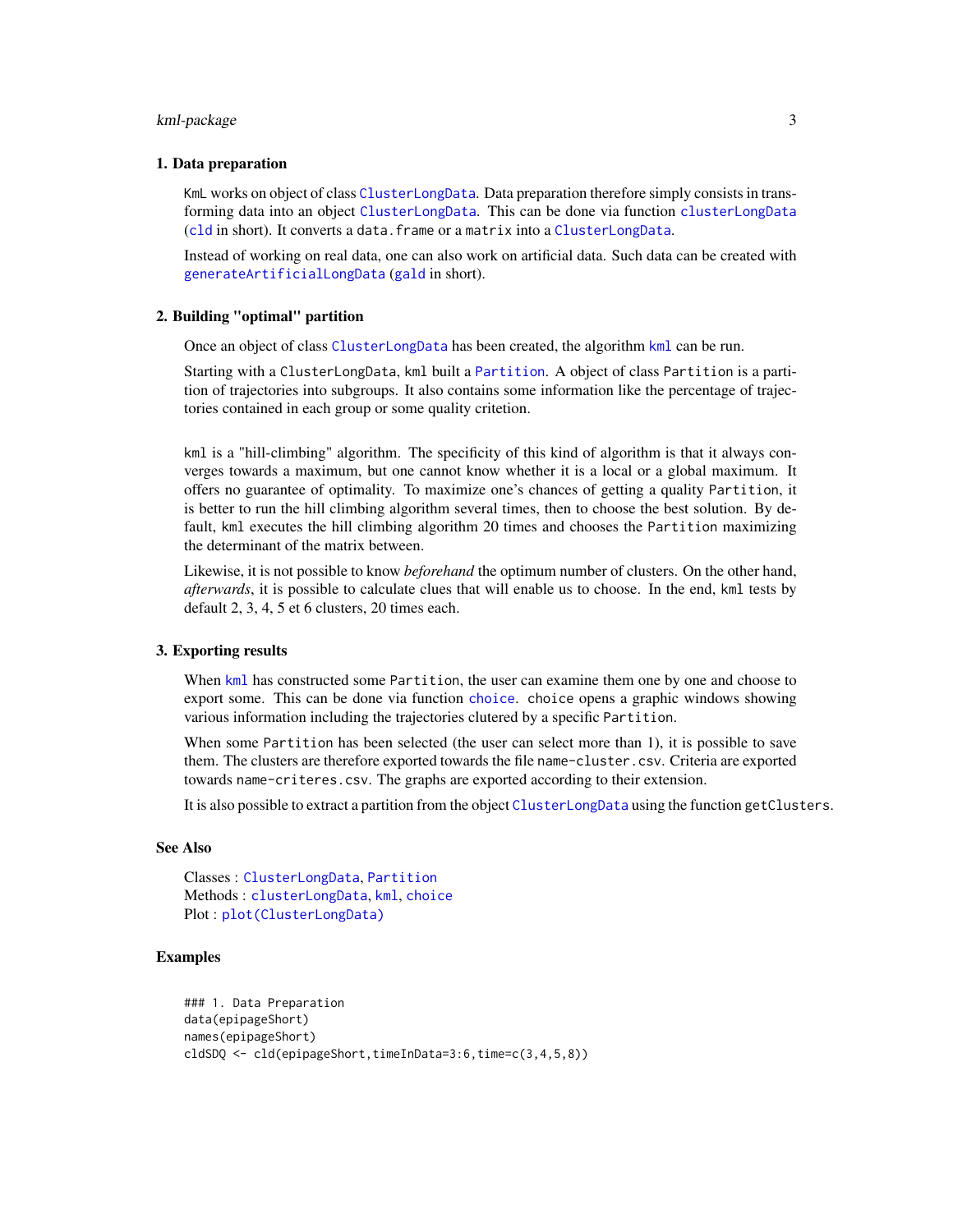### 1. Data preparation

KmL works on object of class ClusterLongData. Data preparation therefore simply consists in transforming data into an object ClusterLongData. This can be done via function clusterLongData (cld in short). It converts a data.frame or a matrix into a ClusterLongData.

Instead of working on real data, one can also work on artificial data. Such data can be created with generateArtificialLongData (gald in short).

### 2. Building "optimal" partition

Once an object of class ClusterLongData has been created, the algorithm kml can be run.

Starting with a ClusterLongData, kml built a Partition. A object of class Partition is a partition of trajectories into subgroups. It also contains some information like the percentage of trajectories contained in each group or some quality critetion.

kml is a "hill-climbing" algorithm. The specificity of this kind of algorithm is that it always converges towards a maximum, but one cannot know whether it is a local or a global maximum. It offers no guarantee of optimality. To maximize one's chances of getting a quality Partition, it is better to run the hill climbing algorithm several times, then to choose the best solution. By default, kml executes the hill climbing algorithm 20 times and chooses the Partition maximizing the determinant of the matrix between.

Likewise, it is not possible to know *beforehand* the optimum number of clusters. On the other hand, *afterwards*, it is possible to calculate clues that will enable us to choose. In the end, kml tests by default 2, 3, 4, 5 et 6 clusters, 20 times each.

### 3. Exporting results

When kml has constructed some Partition, the user can examine them one by one and choose to export some. This can be done via function choice. choice opens a graphic windows showing various information including the trajectories clutered by a specific Partition.

When some Partition has been selected (the user can select more than 1), it is possible to save them. The clusters are therefore exported towards the file name-cluster.csv. Criteria are exported towards name-criteres.csv. The graphs are exported according to their extension.

It is also possible to extract a partition from the object ClusterLongData using the function getClusters.

## See Also

Classes : ClusterLongData, Partition
Methods : clusterLongData, kml, choice
Plot : plot(ClusterLongData)

## Examples

```
### 1. Data Preparation
data(epipageShort)
names(epipageShort)
cldSDQ <- cld(epipageShort,timeInData=3:6,time=c(3,4,5,8))
```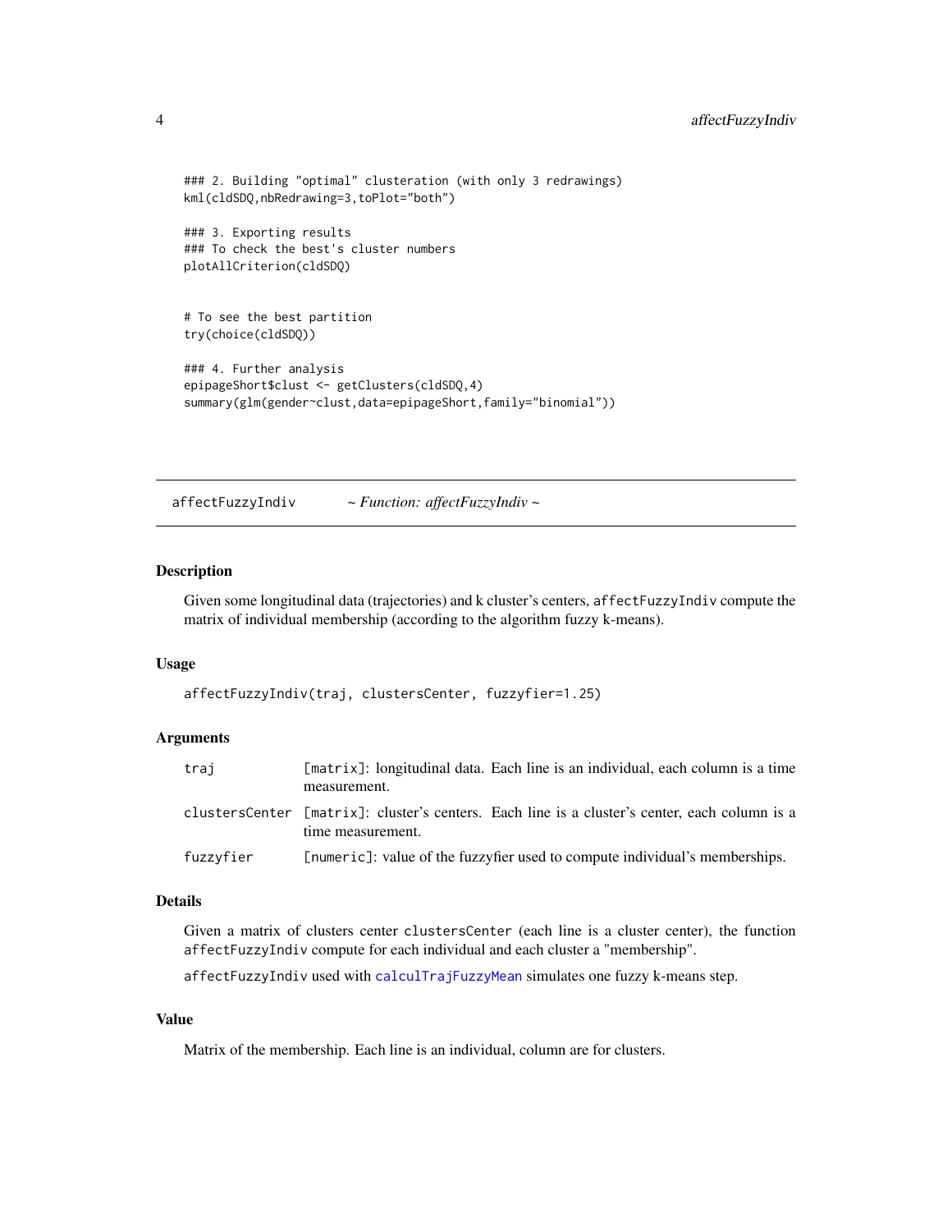```
### 2. Building "optimal" clusteration (with only 3 redrawings)
kml(cldSDQ,nbRedrawing=3,toPlot="both")

### 3. Exporting results
### To check the best's cluster numbers
plotAllCriterion(cldSDQ)


# To see the best partition
try(choice(cldSDQ))

### 4. Further analysis
epipageShort$clust <- getClusters(cldSDQ,4)
summary(glm(gender~clust,data=epipageShort,family="binomial"))
```

---

## affectFuzzyIndiv *~ Function: affectFuzzyIndiv ~*

### Description

Given some longitudinal data (trajectories) and k cluster's centers, `affectFuzzyIndiv` compute the matrix of individual membership (according to the algorithm fuzzy k-means).

### Usage

```
affectFuzzyIndiv(traj, clustersCenter, fuzzyfier=1.25)
```

### Arguments

| | |
|---|---|
| `traj` | `[matrix]`: longitudinal data. Each line is an individual, each column is a time measurement. |
| `clustersCenter` | `[matrix]`: cluster's centers. Each line is a cluster's center, each column is a time measurement. |
| `fuzzyfier` | `[numeric]`: value of the fuzzyfier used to compute individual's memberships. |

### Details

Given a matrix of clusters center `clustersCenter` (each line is a cluster center), the function `affectFuzzyIndiv` compute for each individual and each cluster a "membership".

`affectFuzzyIndiv` used with `calculTrajFuzzyMean` simulates one fuzzy k-means step.

### Value

Matrix of the membership. Each line is an individual, column are for clusters.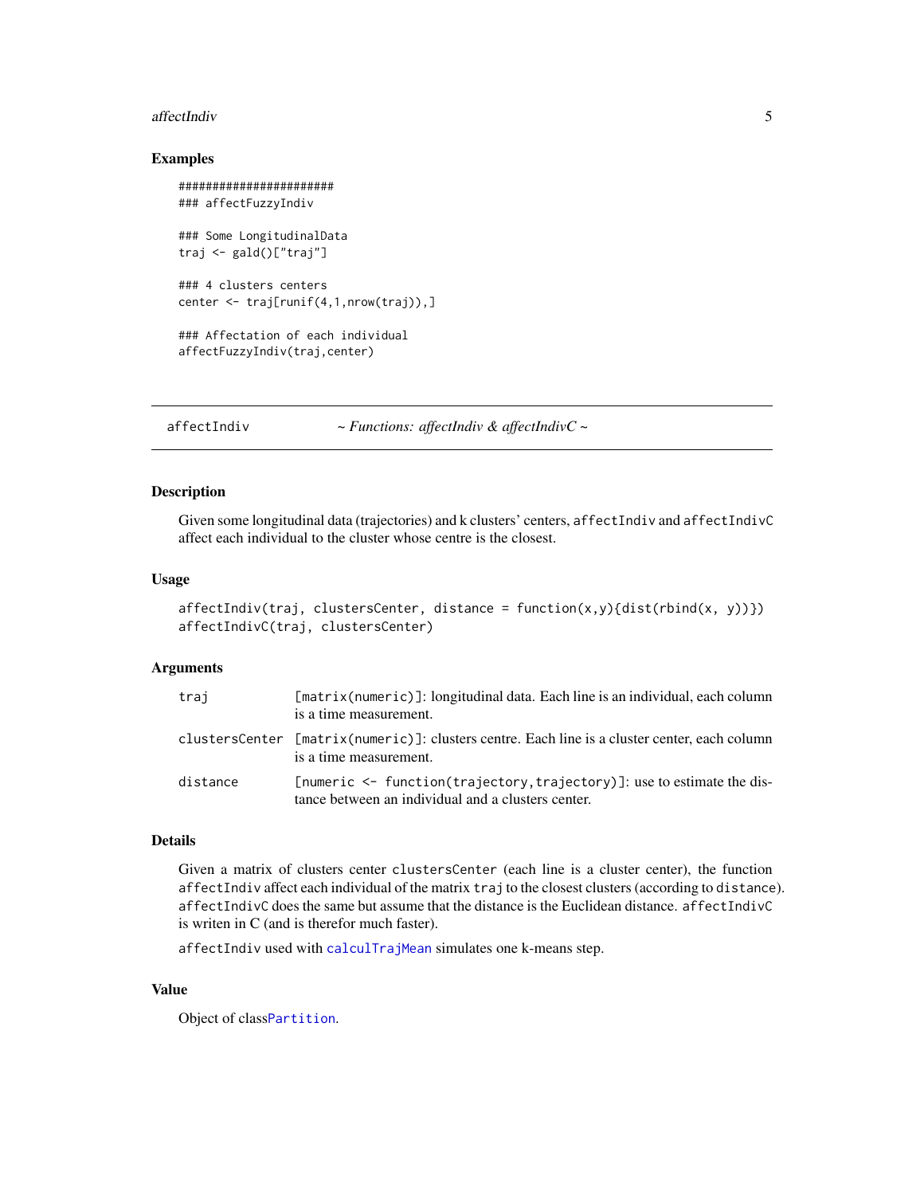## Examples

```
#######################
### affectFuzzyIndiv

### Some LongitudinalData
traj <- gald()["traj"]

### 4 clusters centers
center <- traj[runif(4,1,nrow(traj)),]

### Affectation of each individual
affectFuzzyIndiv(traj,center)
```

---

# affectIndiv — *~ Functions: affectIndiv & affectIndivC ~*

---

## Description

Given some longitudinal data (trajectories) and k clusters' centers, `affectIndiv` and `affectIndivC` affect each individual to the cluster whose centre is the closest.

## Usage

```
affectIndiv(traj, clustersCenter, distance = function(x,y){dist(rbind(x, y))})
affectIndivC(traj, clustersCenter)
```

## Arguments

| | |
|---|---|
| `traj` | [matrix(numeric)]: longitudinal data. Each line is an individual, each column is a time measurement. |
| `clustersCenter` | [matrix(numeric)]: clusters centre. Each line is a cluster center, each column is a time measurement. |
| `distance` | [numeric <- function(trajectory,trajectory)]: use to estimate the distance between an individual and a clusters center. |

## Details

Given a matrix of clusters center `clustersCenter` (each line is a cluster center), the function `affectIndiv` affect each individual of the matrix `traj` to the closest clusters (according to `distance`). `affectIndivC` does the same but assume that the distance is the Euclidean distance. `affectIndivC` is writen in C (and is therefor much faster).

`affectIndiv` used with `calculTrajMean` simulates one k-means step.

## Value

Object of class`Partition`.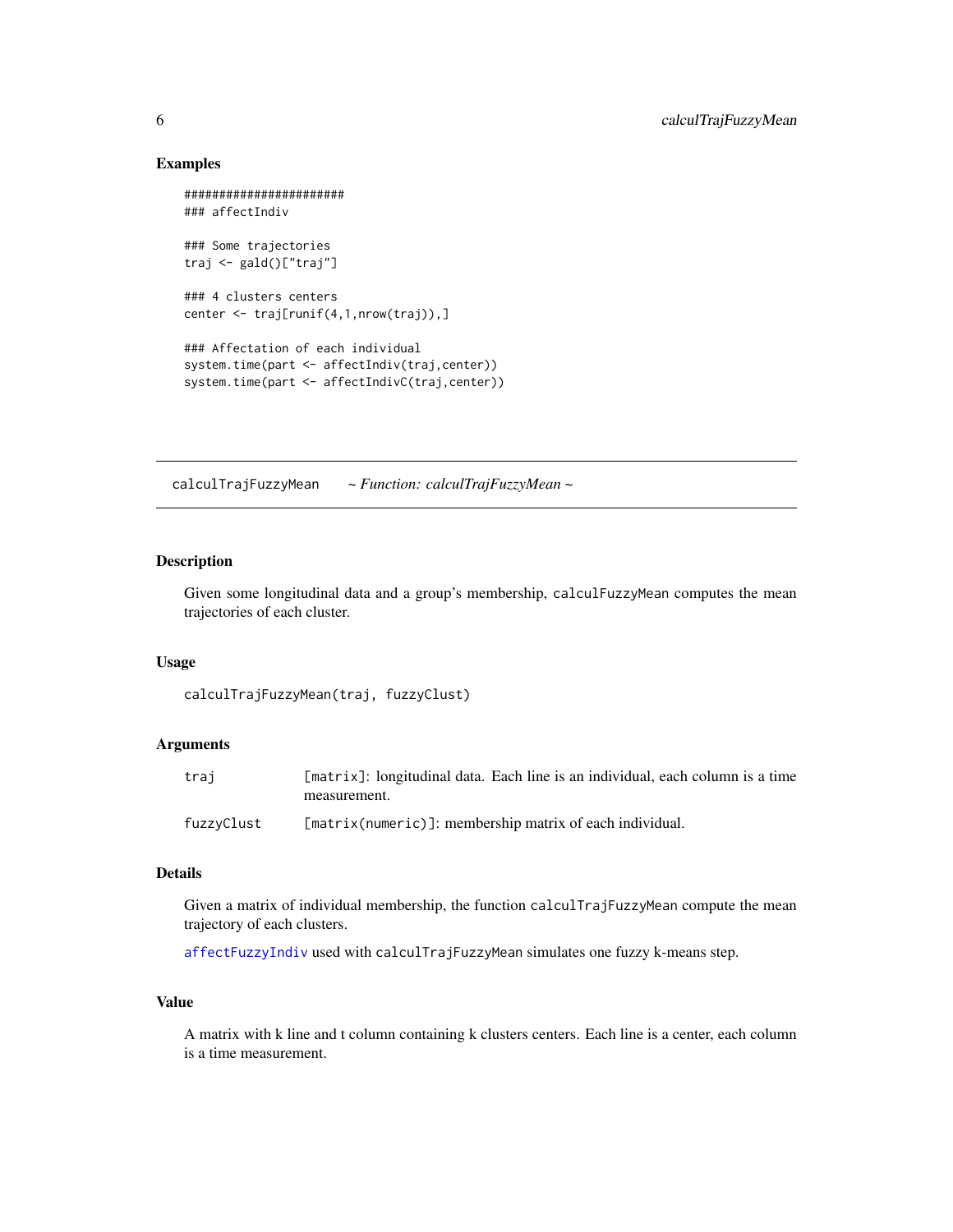## Examples

```
#######################
### affectIndiv

### Some trajectories
traj <- gald()["traj"]

### 4 clusters centers
center <- traj[runif(4,1,nrow(traj)),]

### Affectation of each individual
system.time(part <- affectIndiv(traj,center))
system.time(part <- affectIndivC(traj,center))
```

---

# calculTrajFuzzyMean    *~ Function: calculTrajFuzzyMean ~*

---

## Description

Given some longitudinal data and a group's membership, `calculFuzzyMean` computes the mean trajectories of each cluster.

## Usage

```
calculTrajFuzzyMean(traj, fuzzyClust)
```

## Arguments

| | |
|---|---|
| `traj` | `[matrix]`: longitudinal data. Each line is an individual, each column is a time measurement. |
| `fuzzyClust` | `[matrix(numeric)]`: membership matrix of each individual. |

## Details

Given a matrix of individual membership, the function `calculTrajFuzzyMean` compute the mean trajectory of each clusters.

`affectFuzzyIndiv` used with `calculTrajFuzzyMean` simulates one fuzzy k-means step.

## Value

A matrix with k line and t column containing k clusters centers. Each line is a center, each column is a time measurement.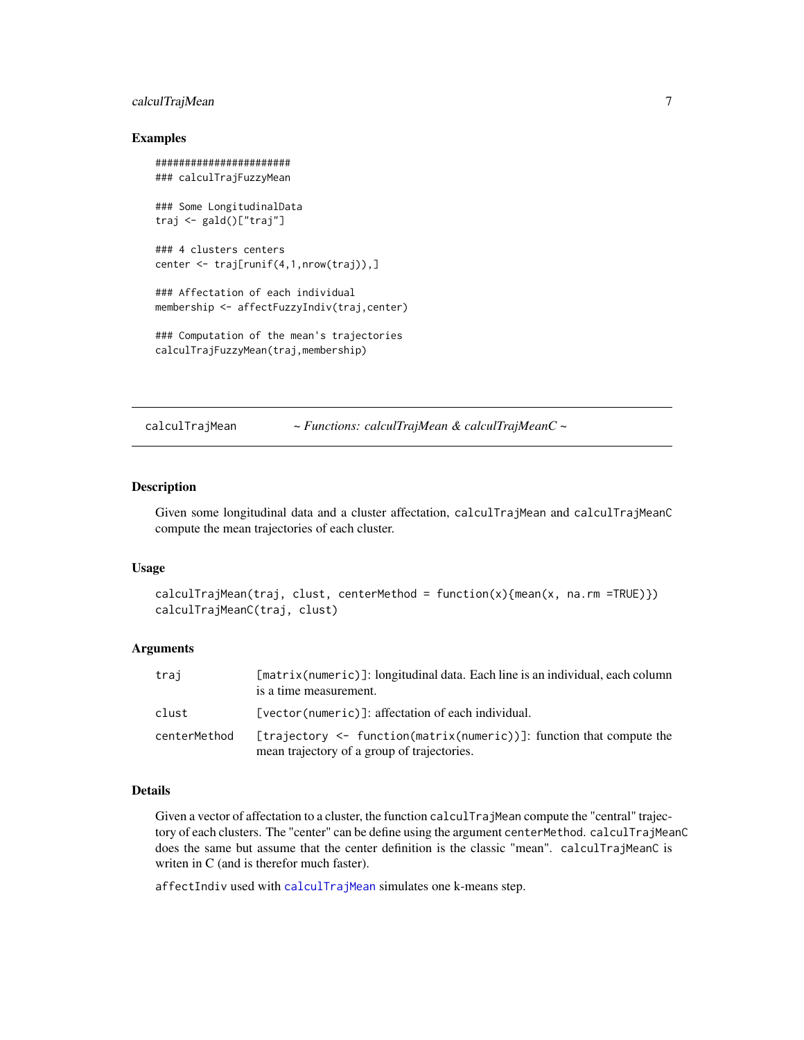## Examples

```
#######################
### calculTrajFuzzyMean

### Some LongitudinalData
traj <- gald()["traj"]

### 4 clusters centers
center <- traj[runif(4,1,nrow(traj)),]

### Affectation of each individual
membership <- affectFuzzyIndiv(traj,center)

### Computation of the mean's trajectories
calculTrajFuzzyMean(traj,membership)
```

---

calculTrajMean *~ Functions: calculTrajMean & calculTrajMeanC ~*

---

## Description

Given some longitudinal data and a cluster affectation, calculTrajMean and calculTrajMeanC compute the mean trajectories of each cluster.

## Usage

```
calculTrajMean(traj, clust, centerMethod = function(x){mean(x, na.rm =TRUE)})
calculTrajMeanC(traj, clust)
```

## Arguments

| | |
|---|---|
| traj | [matrix(numeric)]: longitudinal data. Each line is an individual, each column is a time measurement. |
| clust | [vector(numeric)]: affectation of each individual. |
| centerMethod | [trajectory <- function(matrix(numeric))]: function that compute the mean trajectory of a group of trajectories. |

## Details

Given a vector of affectation to a cluster, the function calculTrajMean compute the "central" trajectory of each clusters. The "center" can be define using the argument centerMethod. calculTrajMeanC does the same but assume that the center definition is the classic "mean". calculTrajMeanC is writen in C (and is therefor much faster).

affectIndiv used with calculTrajMean simulates one k-means step.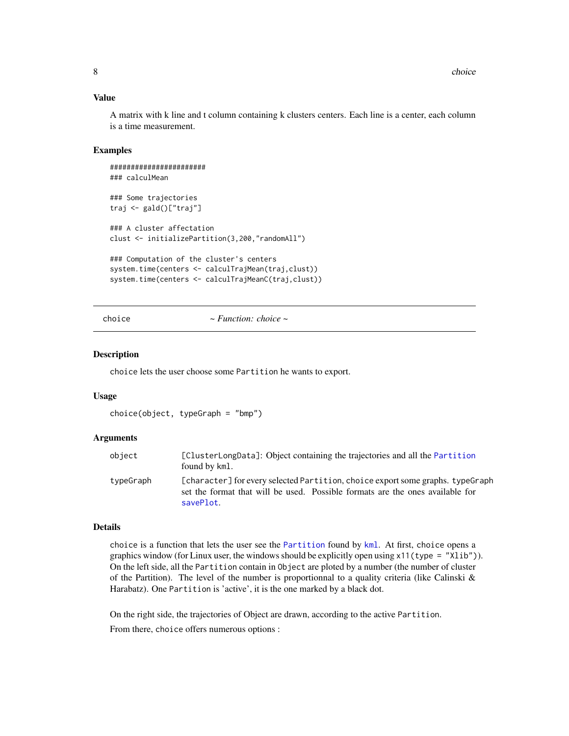### Value

A matrix with k line and t column containing k clusters centers. Each line is a center, each column is a time measurement.

### Examples

```
#######################
### calculMean

### Some trajectories
traj <- gald()["traj"]

### A cluster affectation
clust <- initializePartition(3,200,"randomAll")

### Computation of the cluster's centers
system.time(centers <- calculTrajMean(traj,clust))
system.time(centers <- calculTrajMeanC(traj,clust))
```

---

## choice — *~ Function: choice ~*

---

### Description

`choice` lets the user choose some `Partition` he wants to export.

### Usage

```
choice(object, typeGraph = "bmp")
```

### Arguments

| | |
|---|---|
| `object` | `[ClusterLongData]`: Object containing the trajectories and all the `Partition` found by `kml`. |
| `typeGraph` | `[character]` for every selected `Partition`, `choice` export some graphs. `typeGraph` set the format that will be used. Possible formats are the ones available for `savePlot`. |

### Details

`choice` is a function that lets the user see the `Partition` found by `kml`. At first, `choice` opens a graphics window (for Linux user, the windows should be explicitly open using `x11(type = "Xlib")`). On the left side, all the `Partition` contain in `Object` are ploted by a number (the number of cluster of the Partition). The level of the number is proportionnal to a quality criteria (like Calinski & Harabatz). One `Partition` is 'active', it is the one marked by a black dot.

On the right side, the trajectories of Object are drawn, according to the active `Partition`.

From there, `choice` offers numerous options :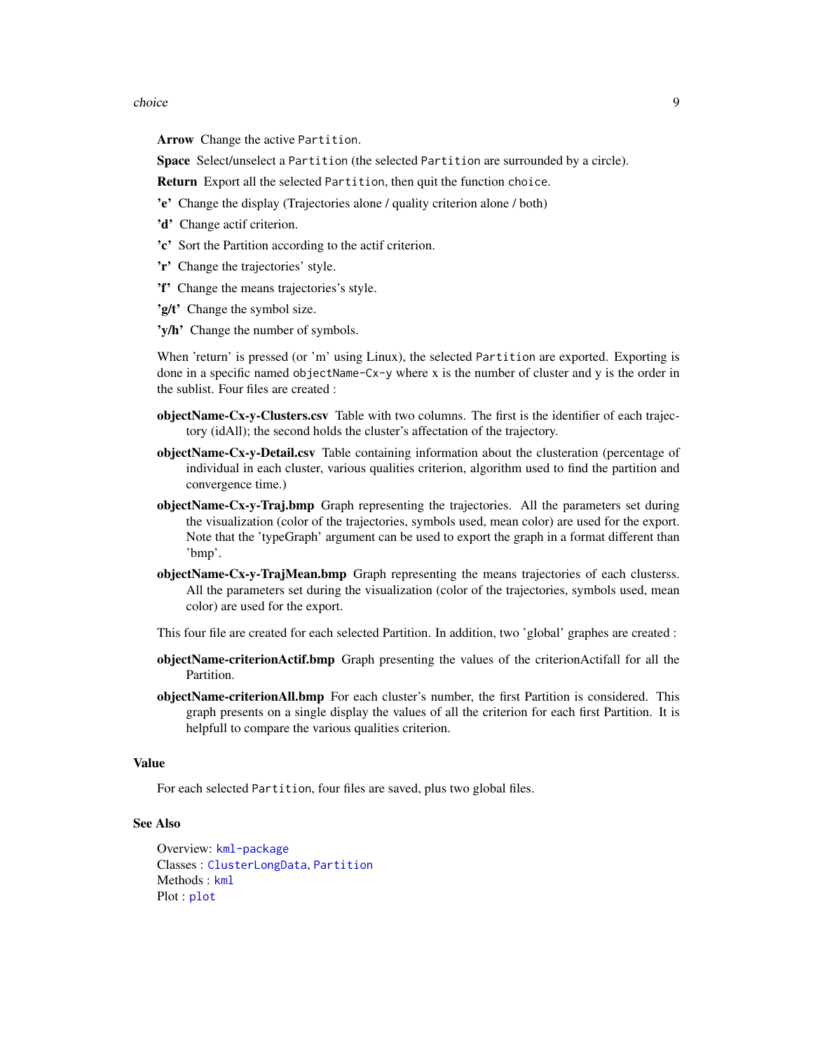**Arrow** Change the active `Partition`.

**Space** Select/unselect a `Partition` (the selected `Partition` are surrounded by a circle).

**Return** Export all the selected `Partition`, then quit the function `choice`.

**'e'** Change the display (Trajectories alone / quality criterion alone / both)

**'d'** Change actif criterion.

**'c'** Sort the Partition according to the actif criterion.

**'r'** Change the trajectories' style.

**'f'** Change the means trajectories's style.

**'g/t'** Change the symbol size.

**'y/h'** Change the number of symbols.

When 'return' is pressed (or 'm' using Linux), the selected `Partition` are exported. Exporting is done in a specific named `objectName-Cx-y` where x is the number of cluster and y is the order in the sublist. Four files are created :

**objectName-Cx-y-Clusters.csv** Table with two columns. The first is the identifier of each trajectory (idAll); the second holds the cluster's affectation of the trajectory.

**objectName-Cx-y-Detail.csv** Table containing information about the clusteration (percentage of individual in each cluster, various qualities criterion, algorithm used to find the partition and convergence time.)

**objectName-Cx-y-Traj.bmp** Graph representing the trajectories. All the parameters set during the visualization (color of the trajectories, symbols used, mean color) are used for the export. Note that the 'typeGraph' argument can be used to export the graph in a format different than 'bmp'.

**objectName-Cx-y-TrajMean.bmp** Graph representing the means trajectories of each clusterss. All the parameters set during the visualization (color of the trajectories, symbols used, mean color) are used for the export.

This four file are created for each selected Partition. In addition, two 'global' graphes are created :

**objectName-criterionActif.bmp** Graph presenting the values of the criterionActifall for all the Partition.

**objectName-criterionAll.bmp** For each cluster's number, the first Partition is considered. This graph presents on a single display the values of all the criterion for each first Partition. It is helpfull to compare the various qualities criterion.

## Value

For each selected `Partition`, four files are saved, plus two global files.

## See Also

Overview: `kml-package`
Classes : `ClusterLongData`, `Partition`
Methods : `kml`
Plot : `plot`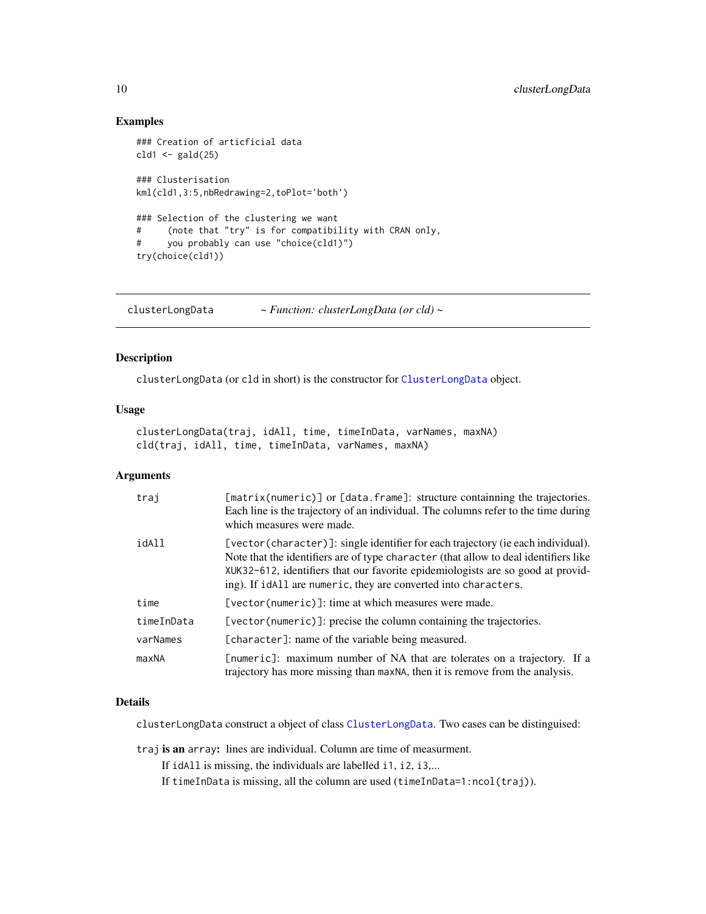## Examples

```
### Creation of articficial data
cld1 <- gald(25)

### Clusterisation
kml(cld1,3:5,nbRedrawing=2,toPlot='both')

### Selection of the clustering we want
#     (note that "try" is for compatibility with CRAN only,
#     you probably can use "choice(cld1)")
try(choice(cld1))
```

---

`clusterLongData` *~ Function: clusterLongData (or cld) ~*

---

## Description

`clusterLongData` (or `cld` in short) is the constructor for `ClusterLongData` object.

## Usage

```
clusterLongData(traj, idAll, time, timeInData, varNames, maxNA)
cld(traj, idAll, time, timeInData, varNames, maxNA)
```

## Arguments

| | |
|---|---|
| `traj` | `[matrix(numeric)]` or `[data.frame]`: structure containning the trajectories. Each line is the trajectory of an individual. The columns refer to the time during which measures were made. |
| `idAll` | `[vector(character)]`: single identifier for each trajectory (ie each individual). Note that the identifiers are of type `character` (that allow to deal identifiers like `XUK32-612`, identifiers that our favorite epidemiologists are so good at providing). If `idAll` are `numeric`, they are converted into `characters`. |
| `time` | `[vector(numeric)]`: time at which measures were made. |
| `timeInData` | `[vector(numeric)]`: precise the column containing the trajectories. |
| `varNames` | `[character]`: name of the variable being measured. |
| `maxNA` | `[numeric]`: maximum number of NA that are tolerates on a trajectory. If a trajectory has more missing than `maxNA`, then it is remove from the analysis. |

## Details

`clusterLongData` construct a object of class `ClusterLongData`. Two cases can be distinguised:

`traj` **is an** `array`**:** lines are individual. Column are time of measurment.

If `idAll` is missing, the individuals are labelled `i1`, `i2`, `i3`,...

If `timeInData` is missing, all the column are used (`timeInData=1:ncol(traj)`).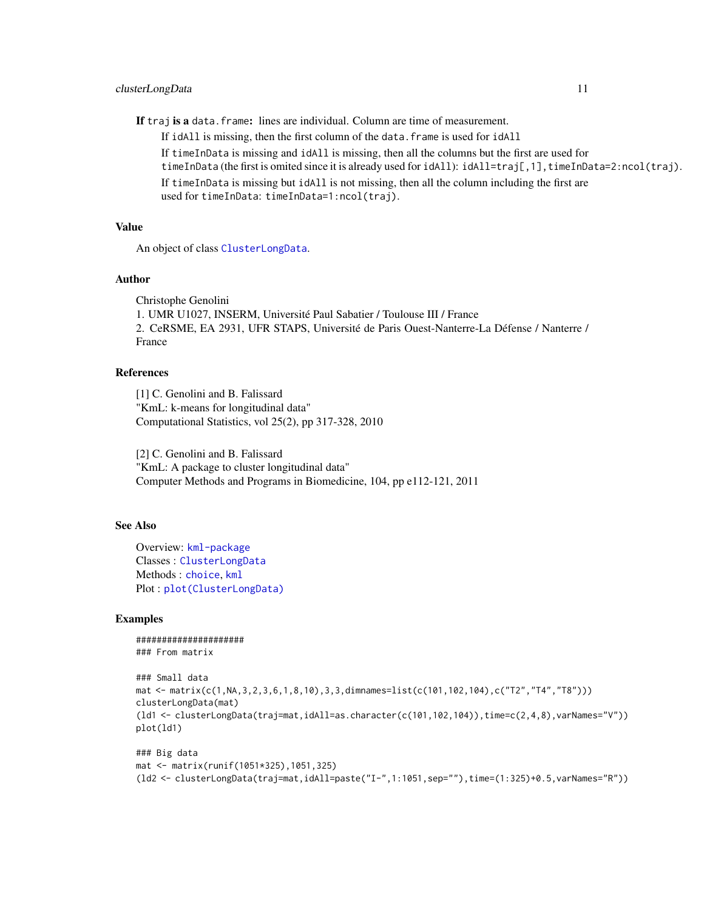**If traj is a data.frame:** lines are individual. Column are time of measurement.

If idAll is missing, then the first column of the data.frame is used for idAll

If timeInData is missing and idAll is missing, then all the columns but the first are used for timeInData (the first is omited since it is already used for idAll): idAll=traj[,1],timeInData=2:ncol(traj).

If timeInData is missing but idAll is not missing, then all the column including the first are used for timeInData: timeInData=1:ncol(traj).

## Value

An object of class ClusterLongData.

## Author

Christophe Genolini
1. UMR U1027, INSERM, Université Paul Sabatier / Toulouse III / France
2. CeRSME, EA 2931, UFR STAPS, Université de Paris Ouest-Nanterre-La Défense / Nanterre / France

## References

[1] C. Genolini and B. Falissard
"KmL: k-means for longitudinal data"
Computational Statistics, vol 25(2), pp 317-328, 2010

[2] C. Genolini and B. Falissard
"KmL: A package to cluster longitudinal data"
Computer Methods and Programs in Biomedicine, 104, pp e112-121, 2011

## See Also

Overview: kml-package
Classes : ClusterLongData
Methods : choice, kml
Plot : plot(ClusterLongData)

## Examples

```
####################
### From matrix

### Small data
mat <- matrix(c(1,NA,3,2,3,6,1,8,10),3,3,dimnames=list(c(101,102,104),c("T2","T4","T8")))
clusterLongData(mat)
(ld1 <- clusterLongData(traj=mat,idAll=as.character(c(101,102,104)),time=c(2,4,8),varNames="V"))
plot(ld1)

### Big data
mat <- matrix(runif(1051*325),1051,325)
(ld2 <- clusterLongData(traj=mat,idAll=paste("I-",1:1051,sep=""),time=(1:325)+0.5,varNames="R"))
```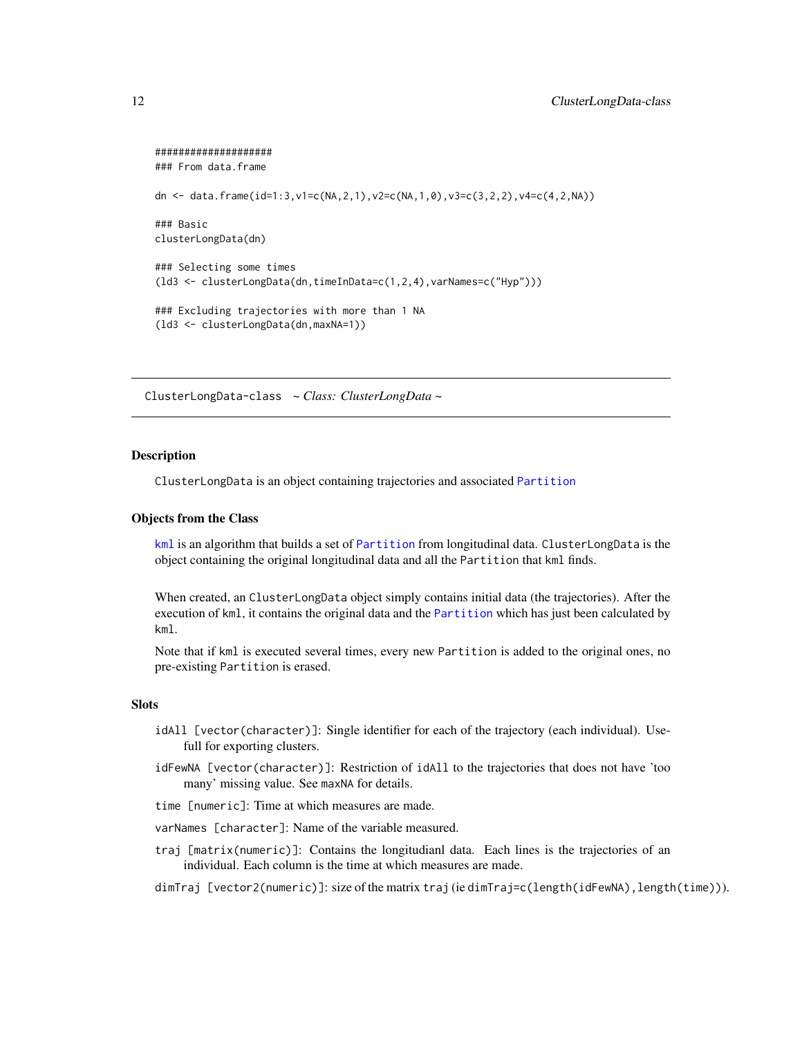```
####################
### From data.frame

dn <- data.frame(id=1:3,v1=c(NA,2,1),v2=c(NA,1,0),v3=c(3,2,2),v4=c(4,2,NA))

### Basic
clusterLongData(dn)

### Selecting some times
(ld3 <- clusterLongData(dn,timeInData=c(1,2,4),varNames=c("Hyp")))

### Excluding trajectories with more than 1 NA
(ld3 <- clusterLongData(dn,maxNA=1))
```

---

## ClusterLongData-class ~ *Class: ClusterLongData* ~

---

### Description

ClusterLongData is an object containing trajectories and associated Partition

### Objects from the Class

kml is an algorithm that builds a set of Partition from longitudinal data. ClusterLongData is the object containing the original longitudinal data and all the Partition that kml finds.

When created, an ClusterLongData object simply contains initial data (the trajectories). After the execution of kml, it contains the original data and the Partition which has just been calculated by kml.

Note that if kml is executed several times, every new Partition is added to the original ones, no pre-existing Partition is erased.

### Slots

- `idAll [vector(character)]`: Single identifier for each of the trajectory (each individual). Usefull for exporting clusters.
- `idFewNA [vector(character)]`: Restriction of idAll to the trajectories that does not have 'too many' missing value. See maxNA for details.
- `time [numeric]`: Time at which measures are made.
- `varNames [character]`: Name of the variable measured.
- `traj [matrix(numeric)]`: Contains the longitudianl data. Each lines is the trajectories of an individual. Each column is the time at which measures are made.
- `dimTraj [vector2(numeric)]`: size of the matrix traj (ie dimTraj=c(length(idFewNA),length(time))).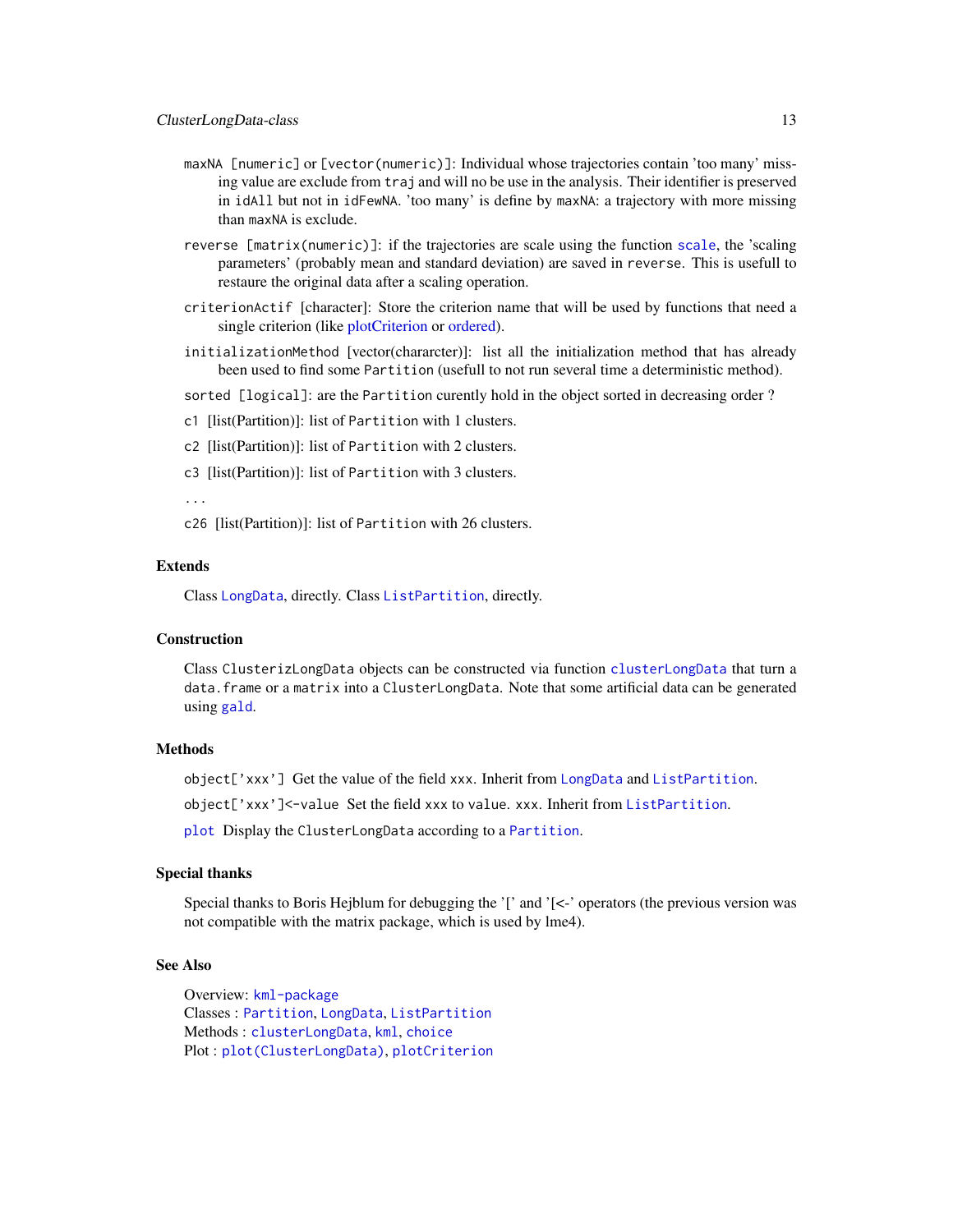`maxNA [numeric]` or `[vector(numeric)]`: Individual whose trajectories contain 'too many' missing value are exclude from `traj` and will no be use in the analysis. Their identifier is preserved in `idAll` but not in `idFewNA`. 'too many' is define by `maxNA`: a trajectory with more missing than `maxNA` is exclude.

`reverse [matrix(numeric)]`: if the trajectories are scale using the function `scale`, the 'scaling parameters' (probably mean and standard deviation) are saved in `reverse`. This is usefull to restaure the original data after a scaling operation.

`criterionActif` [character]: Store the criterion name that will be used by functions that need a single criterion (like plotCriterion or ordered).

`initializationMethod` [vector(chararcter)]: list all the initialization method that has already been used to find some `Partition` (usefull to not run several time a deterministic method).

`sorted [logical]`: are the `Partition` curently hold in the object sorted in decreasing order ?

`c1` [list(Partition)]: list of `Partition` with 1 clusters.

`c2` [list(Partition)]: list of `Partition` with 2 clusters.

`c3` [list(Partition)]: list of `Partition` with 3 clusters.

`...`

`c26` [list(Partition)]: list of `Partition` with 26 clusters.

## Extends

Class `LongData`, directly. Class `ListPartition`, directly.

## Construction

Class `ClusterizLongData` objects can be constructed via function `clusterLongData` that turn a `data.frame` or a `matrix` into a `ClusterLongData`. Note that some artificial data can be generated using `gald`.

## Methods

`object['xxx']` Get the value of the field `xxx`. Inherit from `LongData` and `ListPartition`.

`object['xxx']<-value` Set the field `xxx` to `value`. `xxx`. Inherit from `ListPartition`.

`plot` Display the `ClusterLongData` according to a `Partition`.

## Special thanks

Special thanks to Boris Hejblum for debugging the '[' and '[<-' operators (the previous version was not compatible with the matrix package, which is used by lme4).

## See Also

Overview: `kml-package`
Classes : `Partition`, `LongData`, `ListPartition`
Methods : `clusterLongData`, `kml`, `choice`
Plot : `plot(ClusterLongData)`, `plotCriterion`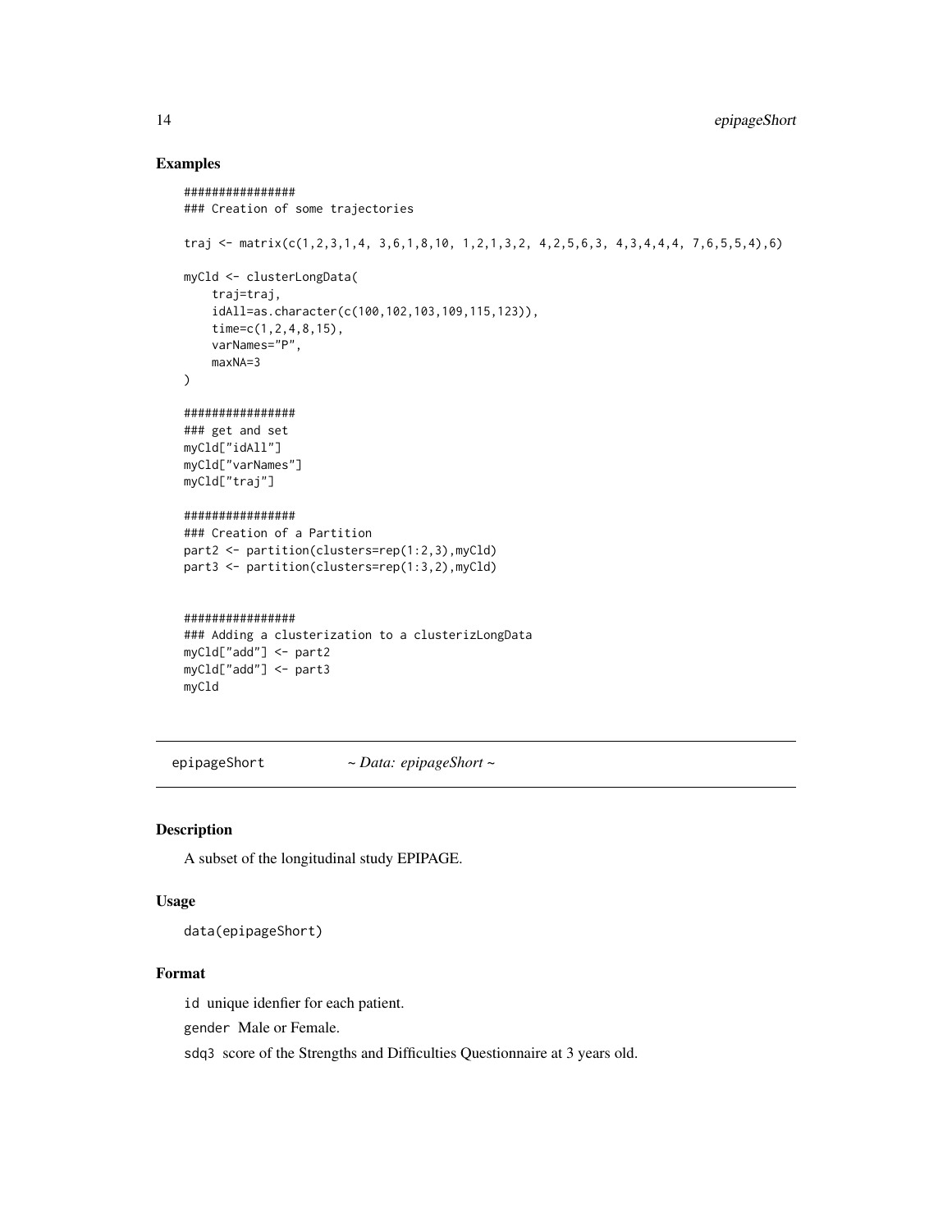## Examples

```
################
### Creation of some trajectories

traj <- matrix(c(1,2,3,1,4, 3,6,1,8,10, 1,2,1,3,2, 4,2,5,6,3, 4,3,4,4,4, 7,6,5,5,4),6)

myCld <- clusterLongData(
    traj=traj,
    idAll=as.character(c(100,102,103,109,115,123)),
    time=c(1,2,4,8,15),
    varNames="P",
    maxNA=3
)

################
### get and set
myCld["idAll"]
myCld["varNames"]
myCld["traj"]

################
### Creation of a Partition
part2 <- partition(clusters=rep(1:2,3),myCld)
part3 <- partition(clusters=rep(1:3,2),myCld)


################
### Adding a clusterization to a clusterizLongData
myCld["add"] <- part2
myCld["add"] <- part3
myCld
```

---

## epipageShort *~ Data: epipageShort ~*

---

### Description

A subset of the longitudinal study EPIPAGE.

### Usage

```
data(epipageShort)
```

### Format

`id` unique idenfier for each patient.

`gender` Male or Female.

`sdq3` score of the Strengths and Difficulties Questionnaire at 3 years old.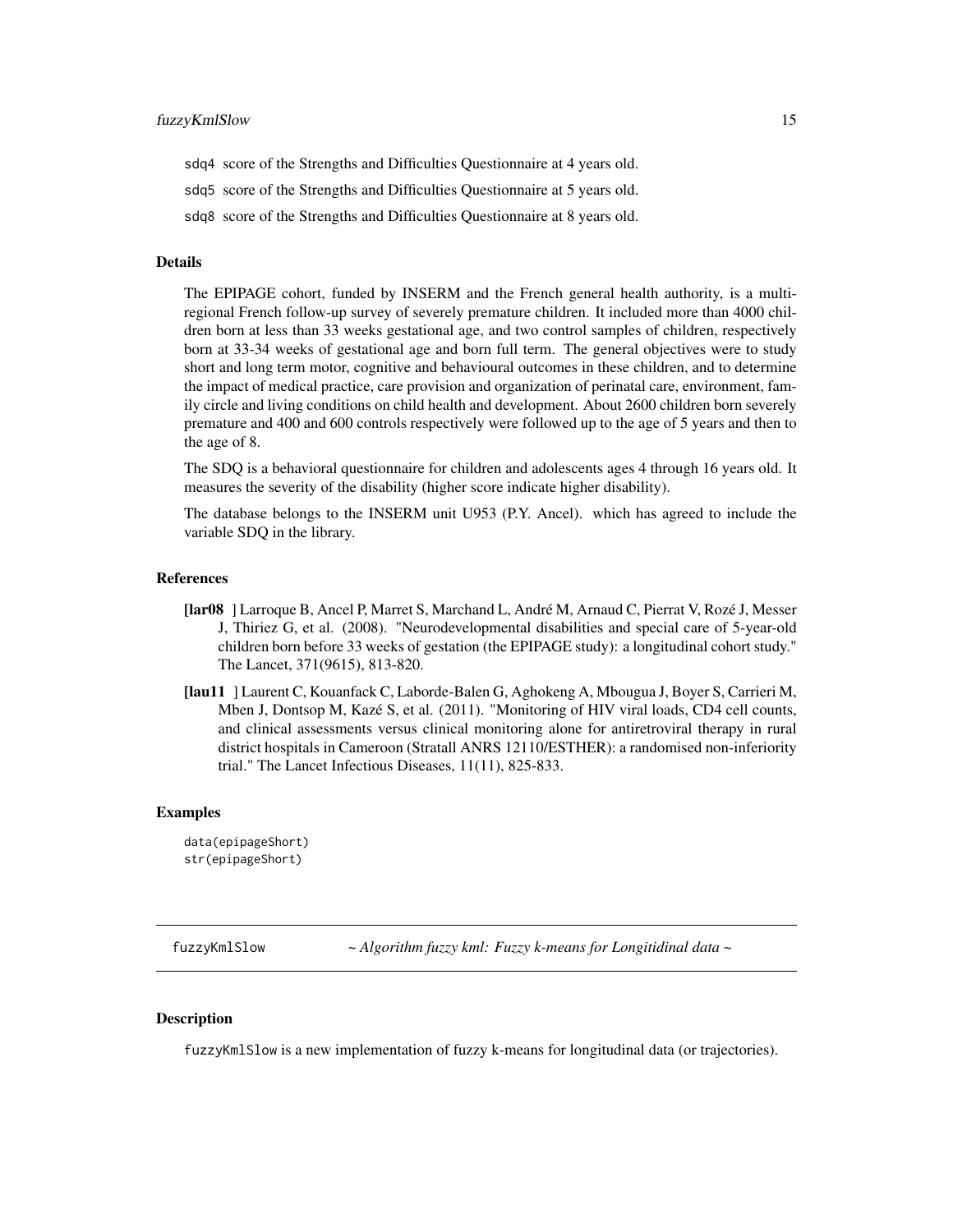sdq4 score of the Strengths and Difficulties Questionnaire at 4 years old.

sdq5 score of the Strengths and Difficulties Questionnaire at 5 years old.

sdq8 score of the Strengths and Difficulties Questionnaire at 8 years old.

### Details

The EPIPAGE cohort, funded by INSERM and the French general health authority, is a multi-regional French follow-up survey of severely premature children. It included more than 4000 children born at less than 33 weeks gestational age, and two control samples of children, respectively born at 33-34 weeks of gestational age and born full term. The general objectives were to study short and long term motor, cognitive and behavioural outcomes in these children, and to determine the impact of medical practice, care provision and organization of perinatal care, environment, family circle and living conditions on child health and development. About 2600 children born severely premature and 400 and 600 controls respectively were followed up to the age of 5 years and then to the age of 8.

The SDQ is a behavioral questionnaire for children and adolescents ages 4 through 16 years old. It measures the severity of the disability (higher score indicate higher disability).

The database belongs to the INSERM unit U953 (P.Y. Ancel). which has agreed to include the variable SDQ in the library.

### References

**[lar08** ] Larroque B, Ancel P, Marret S, Marchand L, André M, Arnaud C, Pierrat V, Rozé J, Messer J, Thiriez G, et al. (2008). "Neurodevelopmental disabilities and special care of 5-year-old children born before 33 weeks of gestation (the EPIPAGE study): a longitudinal cohort study." The Lancet, 371(9615), 813-820.

**[lau11** ] Laurent C, Kouanfack C, Laborde-Balen G, Aghokeng A, Mbougua J, Boyer S, Carrieri M, Mben J, Dontsop M, Kazé S, et al. (2011). "Monitoring of HIV viral loads, CD4 cell counts, and clinical assessments versus clinical monitoring alone for antiretroviral therapy in rural district hospitals in Cameroon (Stratall ANRS 12110/ESTHER): a randomised non-inferiority trial." The Lancet Infectious Diseases, 11(11), 825-833.

### Examples

```
data(epipageShort)
str(epipageShort)
```

---

## fuzzyKmlSlow *~ Algorithm fuzzy kml: Fuzzy k-means for Longitidinal data ~*

---

### Description

fuzzyKmlSlow is a new implementation of fuzzy k-means for longitudinal data (or trajectories).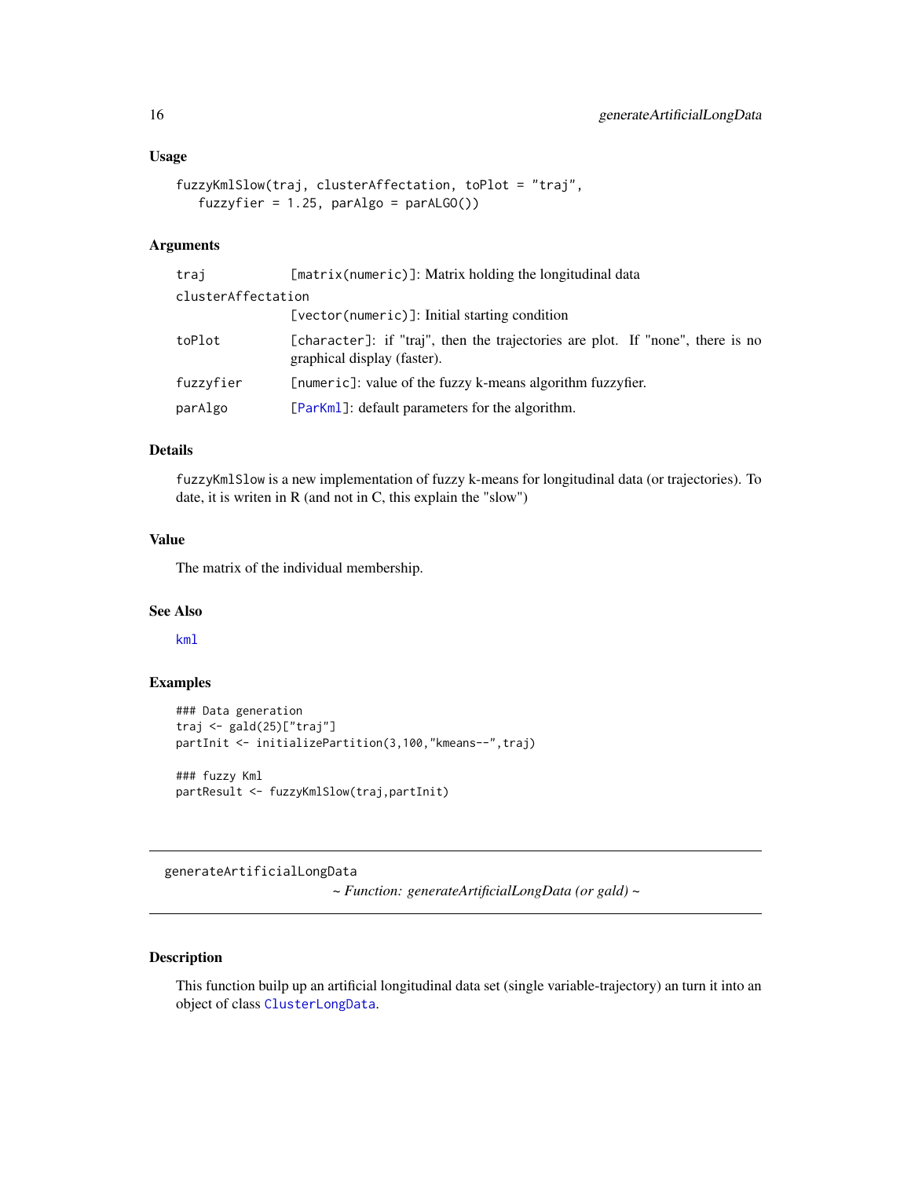### Usage

```
fuzzyKmlSlow(traj, clusterAffectation, toPlot = "traj",
   fuzzyfier = 1.25, parAlgo = parALGO())
```

### Arguments

| | |
|---|---|
| `traj` | `[matrix(numeric)]`: Matrix holding the longitudinal data |
| `clusterAffectation` | `[vector(numeric)]`: Initial starting condition |
| `toPlot` | `[character]`: if "traj", then the trajectories are plot. If "none", there is no graphical display (faster). |
| `fuzzyfier` | `[numeric]`: value of the fuzzy k-means algorithm fuzzyfier. |
| `parAlgo` | `[ParKml]`: default parameters for the algorithm. |

### Details

`fuzzyKmlSlow` is a new implementation of fuzzy k-means for longitudinal data (or trajectories). To date, it is writen in R (and not in C, this explain the "slow")

### Value

The matrix of the individual membership.

### See Also

`kml`

### Examples

```
### Data generation
traj <- gald(25)["traj"]
partInit <- initializePartition(3,100,"kmeans--",traj)

### fuzzy Kml
partResult <- fuzzyKmlSlow(traj,partInit)
```

---

## generateArtificialLongData

*~ Function: generateArtificialLongData (or gald) ~*

---

### Description

This function builp up an artificial longitudinal data set (single variable-trajectory) an turn it into an object of class `ClusterLongData`.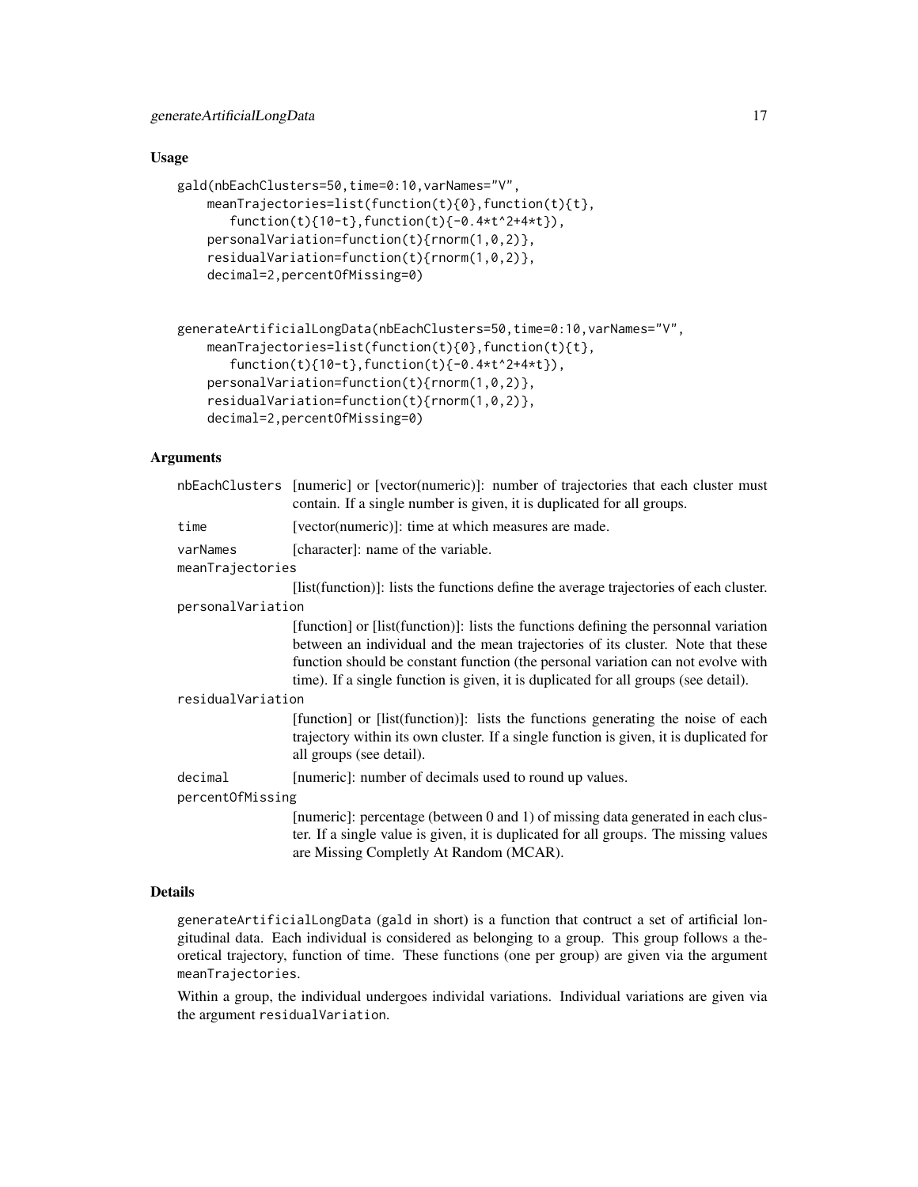### Usage

```
gald(nbEachClusters=50,time=0:10,varNames="V",
    meanTrajectories=list(function(t){0},function(t){t},
       function(t){10-t},function(t){-0.4*t^2+4*t}),
    personalVariation=function(t){rnorm(1,0,2)},
    residualVariation=function(t){rnorm(1,0,2)},
    decimal=2,percentOfMissing=0)


generateArtificialLongData(nbEachClusters=50,time=0:10,varNames="V",
    meanTrajectories=list(function(t){0},function(t){t},
       function(t){10-t},function(t){-0.4*t^2+4*t}),
    personalVariation=function(t){rnorm(1,0,2)},
    residualVariation=function(t){rnorm(1,0,2)},
    decimal=2,percentOfMissing=0)
```

### Arguments

- `nbEachClusters` [numeric] or [vector(numeric)]: number of trajectories that each cluster must contain. If a single number is given, it is duplicated for all groups.
- `time` [vector(numeric)]: time at which measures are made.
- `varNames` [character]: name of the variable.
- `meanTrajectories` [list(function)]: lists the functions define the average trajectories of each cluster.
- `personalVariation` [function] or [list(function)]: lists the functions defining the personnal variation between an individual and the mean trajectories of its cluster. Note that these function should be constant function (the personal variation can not evolve with time). If a single function is given, it is duplicated for all groups (see detail).
- `residualVariation` [function] or [list(function)]: lists the functions generating the noise of each trajectory within its own cluster. If a single function is given, it is duplicated for all groups (see detail).
- `decimal` [numeric]: number of decimals used to round up values.
- `percentOfMissing` [numeric]: percentage (between 0 and 1) of missing data generated in each cluster. If a single value is given, it is duplicated for all groups. The missing values are Missing Completly At Random (MCAR).

### Details

`generateArtificialLongData` (`gald` in short) is a function that contruct a set of artificial longitudinal data. Each individual is considered as belonging to a group. This group follows a theoretical trajectory, function of time. These functions (one per group) are given via the argument `meanTrajectories`.

Within a group, the individual undergoes individal variations. Individual variations are given via the argument `residualVariation`.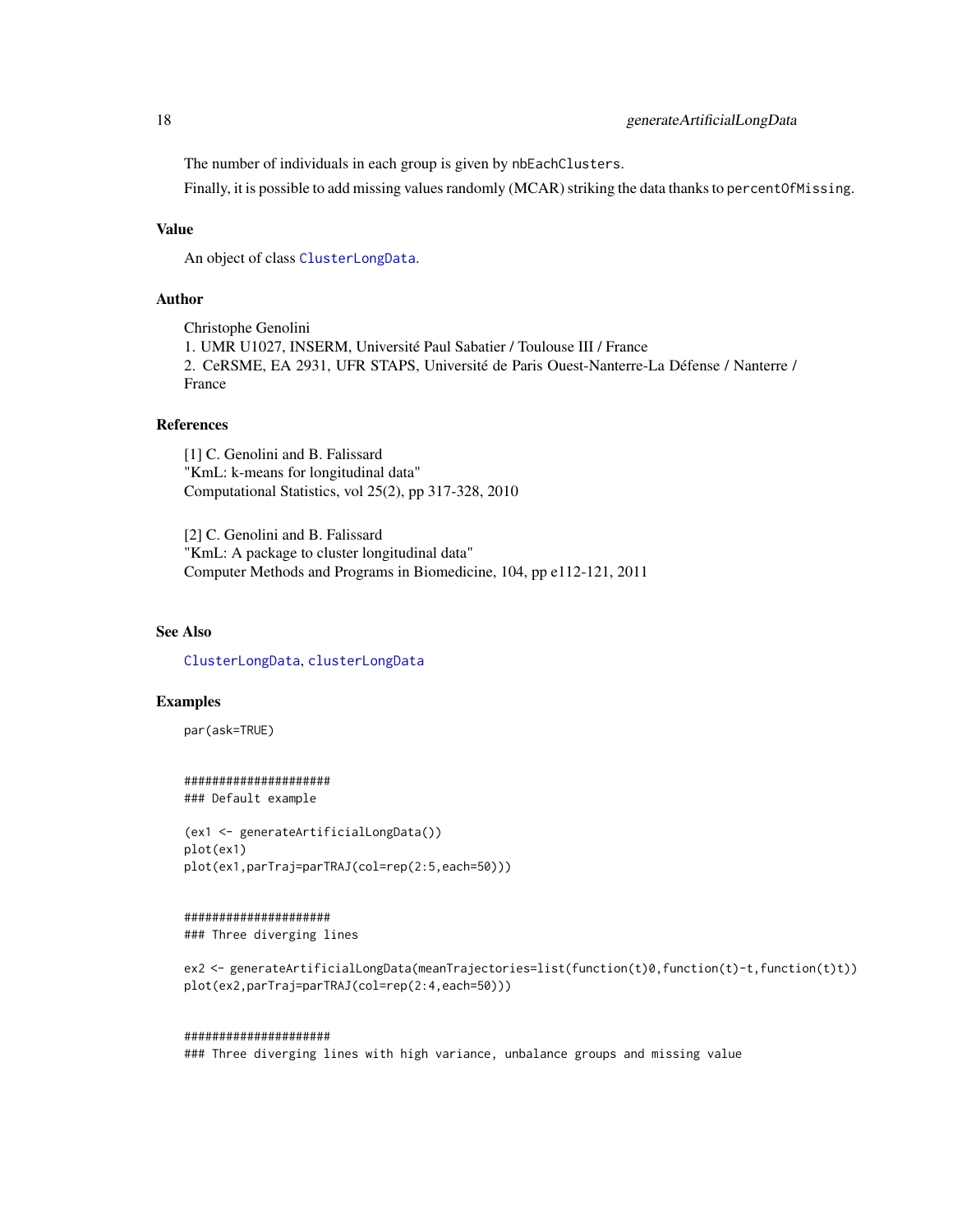The number of individuals in each group is given by `nbEachClusters`.

Finally, it is possible to add missing values randomly (MCAR) striking the data thanks to `percentOfMissing`.

## Value

An object of class `ClusterLongData`.

## Author

Christophe Genolini
1. UMR U1027, INSERM, Université Paul Sabatier / Toulouse III / France
2. CeRSME, EA 2931, UFR STAPS, Université de Paris Ouest-Nanterre-La Défense / Nanterre / France

## References

[1] C. Genolini and B. Falissard
"KmL: k-means for longitudinal data"
Computational Statistics, vol 25(2), pp 317-328, 2010

[2] C. Genolini and B. Falissard
"KmL: A package to cluster longitudinal data"
Computer Methods and Programs in Biomedicine, 104, pp e112-121, 2011

## See Also

`ClusterLongData`, `clusterLongData`

## Examples

```
par(ask=TRUE)


#####################
### Default example

(ex1 <- generateArtificialLongData())
plot(ex1)
plot(ex1,parTraj=parTRAJ(col=rep(2:5,each=50)))


#####################
### Three diverging lines

ex2 <- generateArtificialLongData(meanTrajectories=list(function(t)0,function(t)-t,function(t)t))
plot(ex2,parTraj=parTRAJ(col=rep(2:4,each=50)))


#####################
### Three diverging lines with high variance, unbalance groups and missing value
```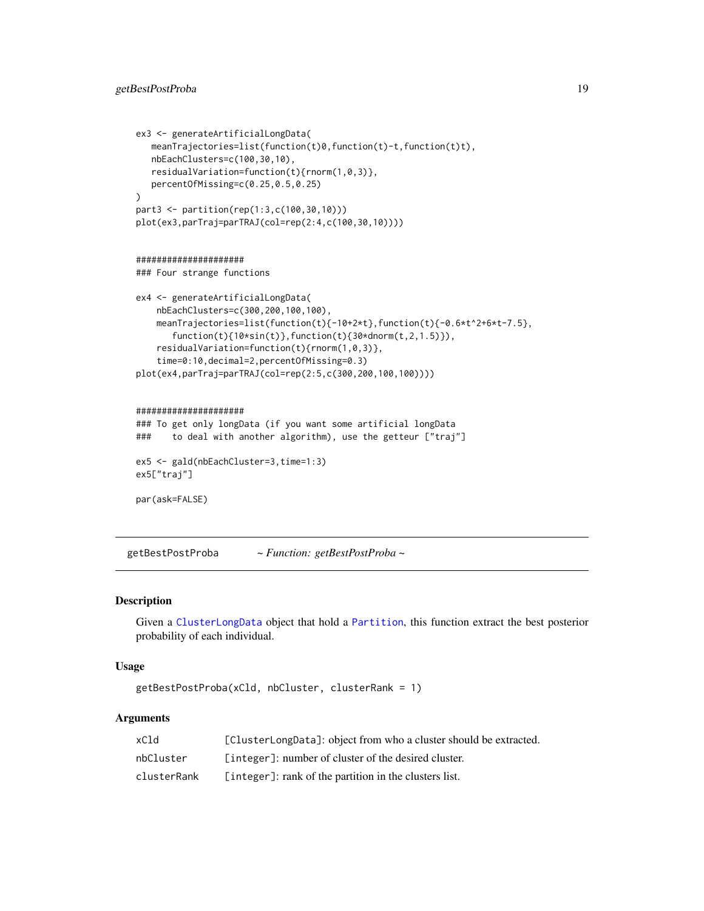```
ex3 <- generateArtificialLongData(
   meanTrajectories=list(function(t)0,function(t)-t,function(t)t),
   nbEachClusters=c(100,30,10),
   residualVariation=function(t){rnorm(1,0,3)},
   percentOfMissing=c(0.25,0.5,0.25)
)
part3 <- partition(rep(1:3,c(100,30,10)))
plot(ex3,parTraj=parTRAJ(col=rep(2:4,c(100,30,10))))


#####################
### Four strange functions

ex4 <- generateArtificialLongData(
    nbEachClusters=c(300,200,100,100),
    meanTrajectories=list(function(t){-10+2*t},function(t){-0.6*t^2+6*t-7.5},
       function(t){10*sin(t)},function(t){30*dnorm(t,2,1.5)}),
    residualVariation=function(t){rnorm(1,0,3)},
    time=0:10,decimal=2,percentOfMissing=0.3)
plot(ex4,parTraj=parTRAJ(col=rep(2:5,c(300,200,100,100))))


#####################
### To get only longData (if you want some artificial longData
###    to deal with another algorithm), use the getteur ["traj"]

ex5 <- gald(nbEachCluster=3,time=1:3)
ex5["traj"]

par(ask=FALSE)
```

## getBestPostProba *~ Function: getBestPostProba ~*

### Description

Given a ClusterLongData object that hold a Partition, this function extract the best posterior probability of each individual.

### Usage

```
getBestPostProba(xCld, nbCluster, clusterRank = 1)
```

### Arguments

| | |
|---|---|
| xCld | [ClusterLongData]: object from who a cluster should be extracted. |
| nbCluster | [integer]: number of cluster of the desired cluster. |
| clusterRank | [integer]: rank of the partition in the clusters list. |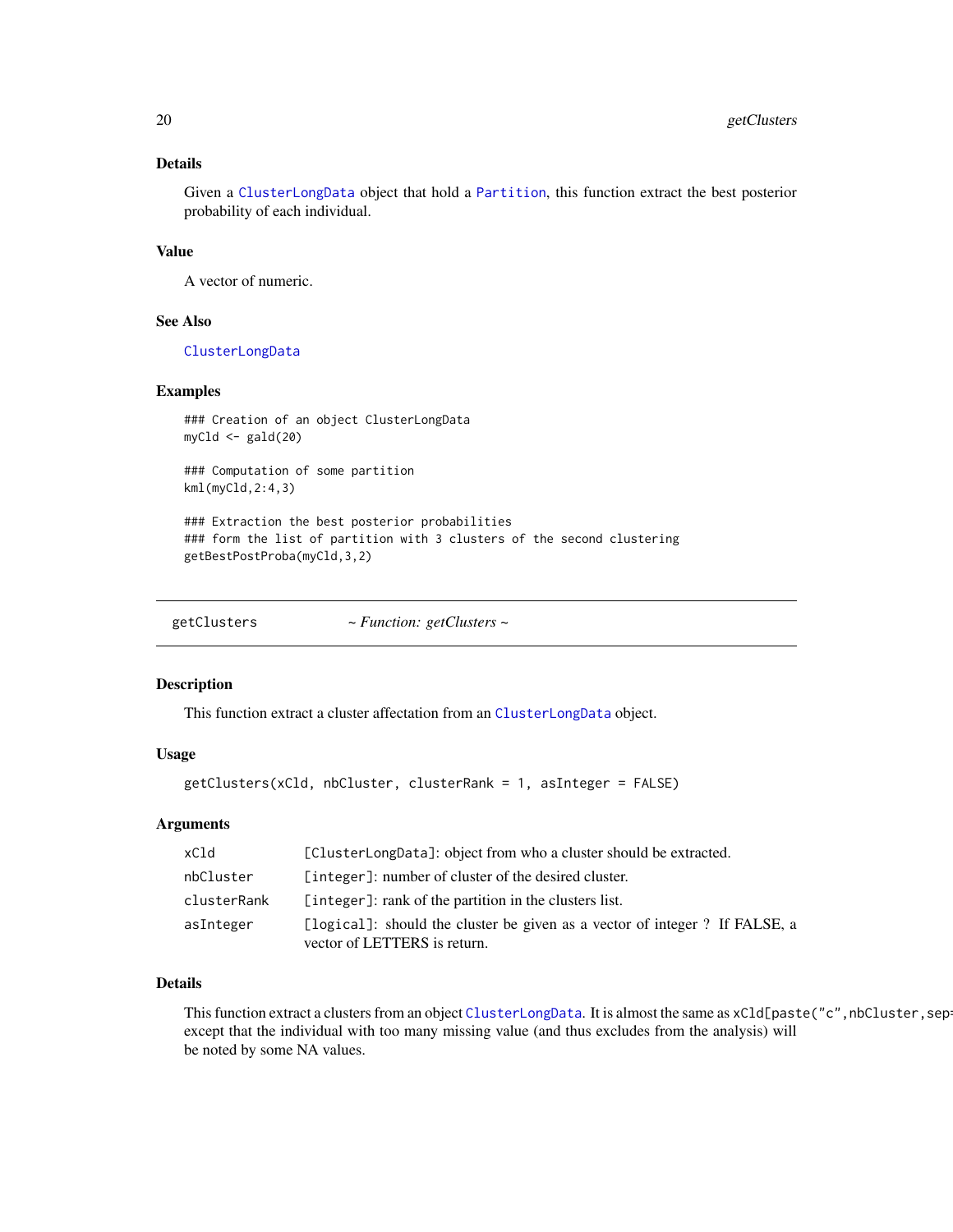## Details

Given a ClusterLongData object that hold a Partition, this function extract the best posterior probability of each individual.

## Value

A vector of numeric.

## See Also

ClusterLongData

## Examples

```
### Creation of an object ClusterLongData
myCld <- gald(20)

### Computation of some partition
kml(myCld,2:4,3)

### Extraction the best posterior probabilities
### form the list of partition with 3 clusters of the second clustering
getBestPostProba(myCld,3,2)
```

---

# getClusters ~ *Function: getClusters* ~

## Description

This function extract a cluster affectation from an ClusterLongData object.

## Usage

```
getClusters(xCld, nbCluster, clusterRank = 1, asInteger = FALSE)
```

## Arguments

| | |
|---|---|
| xCld | [ClusterLongData]: object from who a cluster should be extracted. |
| nbCluster | [integer]: number of cluster of the desired cluster. |
| clusterRank | [integer]: rank of the partition in the clusters list. |
| asInteger | [logical]: should the cluster be given as a vector of integer ? If FALSE, a vector of LETTERS is return. |

## Details

This function extract a clusters from an object ClusterLongData. It is almost the same as `xCld[paste("c",nbCluster,sep=` except that the individual with too many missing value (and thus excludes from the analysis) will be noted by some NA values.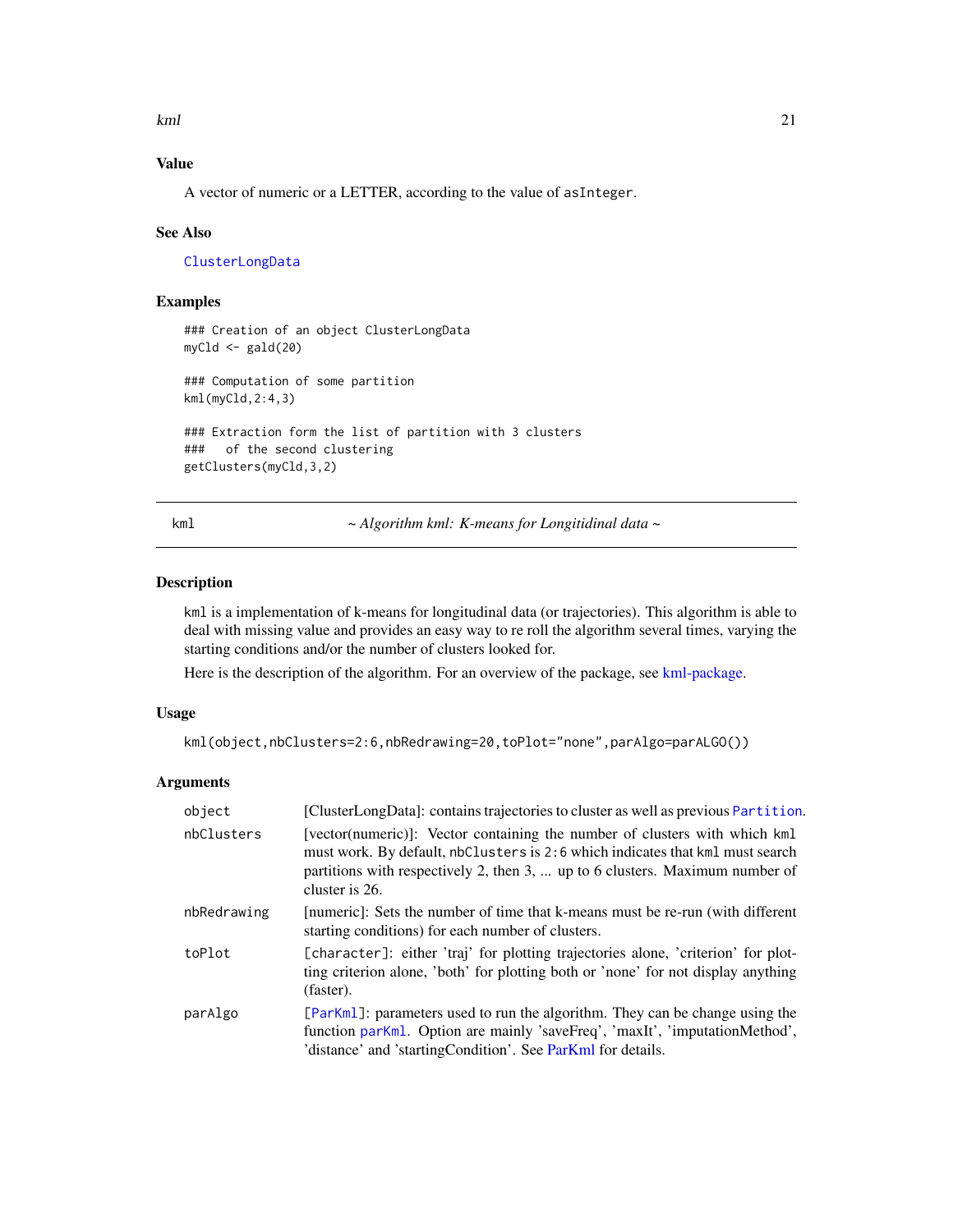## Value

A vector of numeric or a LETTER, according to the value of asInteger.

## See Also

ClusterLongData

## Examples

```
### Creation of an object ClusterLongData
myCld <- gald(20)

### Computation of some partition
kml(myCld,2:4,3)

### Extraction form the list of partition with 3 clusters
###   of the second clustering
getClusters(myCld,3,2)
```

---

# kml — *~ Algorithm kml: K-means for Longitidinal data ~*

---

## Description

kml is a implementation of k-means for longitudinal data (or trajectories). This algorithm is able to deal with missing value and provides an easy way to re roll the algorithm several times, varying the starting conditions and/or the number of clusters looked for.

Here is the description of the algorithm. For an overview of the package, see kml-package.

## Usage

```
kml(object,nbClusters=2:6,nbRedrawing=20,toPlot="none",parAlgo=parALGO())
```

## Arguments

| | |
|---|---|
| object | [ClusterLongData]: contains trajectories to cluster as well as previous Partition. |
| nbClusters | [vector(numeric)]: Vector containing the number of clusters with which kml must work. By default, nbClusters is 2:6 which indicates that kml must search partitions with respectively 2, then 3, ... up to 6 clusters. Maximum number of cluster is 26. |
| nbRedrawing | [numeric]: Sets the number of time that k-means must be re-run (with different starting conditions) for each number of clusters. |
| toPlot | [character]: either 'traj' for plotting trajectories alone, 'criterion' for plotting criterion alone, 'both' for plotting both or 'none' for not display anything (faster). |
| parAlgo | [ParKml]: parameters used to run the algorithm. They can be change using the function parKml. Option are mainly 'saveFreq', 'maxIt', 'imputationMethod', 'distance' and 'startingCondition'. See ParKml for details. |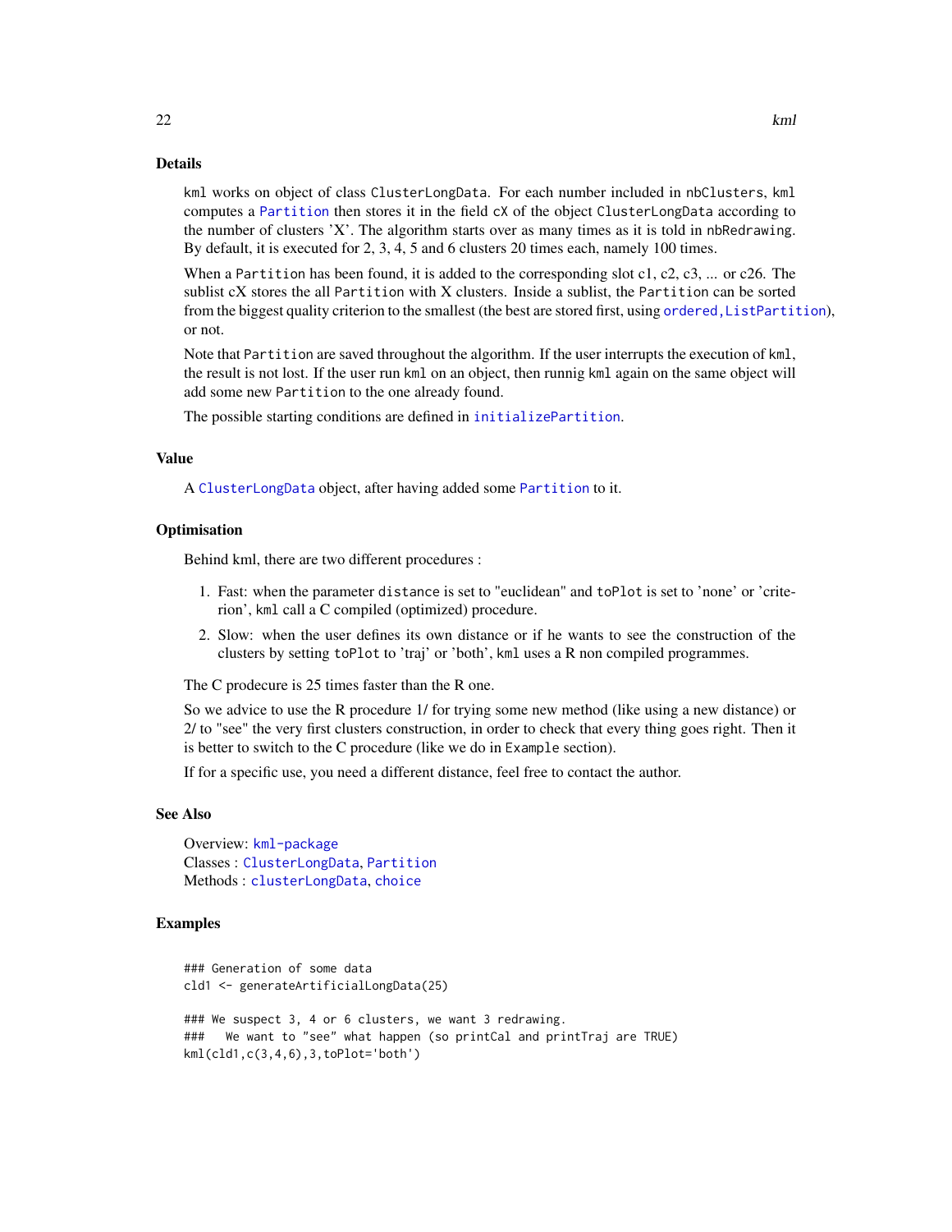## Details

`kml` works on object of class `ClusterLongData`. For each number included in `nbClusters`, `kml` computes a `Partition` then stores it in the field `cX` of the object `ClusterLongData` according to the number of clusters 'X'. The algorithm starts over as many times as it is told in `nbRedrawing`. By default, it is executed for 2, 3, 4, 5 and 6 clusters 20 times each, namely 100 times.

When a `Partition` has been found, it is added to the corresponding slot c1, c2, c3, ... or c26. The sublist cX stores the all `Partition` with X clusters. Inside a sublist, the `Partition` can be sorted from the biggest quality criterion to the smallest (the best are stored first, using `ordered,ListPartition`), or not.

Note that `Partition` are saved throughout the algorithm. If the user interrupts the execution of `kml`, the result is not lost. If the user run `kml` on an object, then runnig `kml` again on the same object will add some new `Partition` to the one already found.

The possible starting conditions are defined in `initializePartition`.

## Value

A `ClusterLongData` object, after having added some `Partition` to it.

## Optimisation

Behind kml, there are two different procedures :

1. Fast: when the parameter `distance` is set to "euclidean" and `toPlot` is set to 'none' or 'criterion', `kml` call a C compiled (optimized) procedure.
2. Slow: when the user defines its own distance or if he wants to see the construction of the clusters by setting `toPlot` to 'traj' or 'both', `kml` uses a R non compiled programmes.

The C prodecure is 25 times faster than the R one.

So we advice to use the R procedure 1/ for trying some new method (like using a new distance) or 2/ to "see" the very first clusters construction, in order to check that every thing goes right. Then it is better to switch to the C procedure (like we do in `Example` section).

If for a specific use, you need a different distance, feel free to contact the author.

## See Also

Overview: `kml-package`
Classes : `ClusterLongData`, `Partition`
Methods : `clusterLongData`, `choice`

## Examples

```
### Generation of some data
cld1 <- generateArtificialLongData(25)

### We suspect 3, 4 or 6 clusters, we want 3 redrawing.
###   We want to "see" what happen (so printCal and printTraj are TRUE)
kml(cld1,c(3,4,6),3,toPlot='both')
```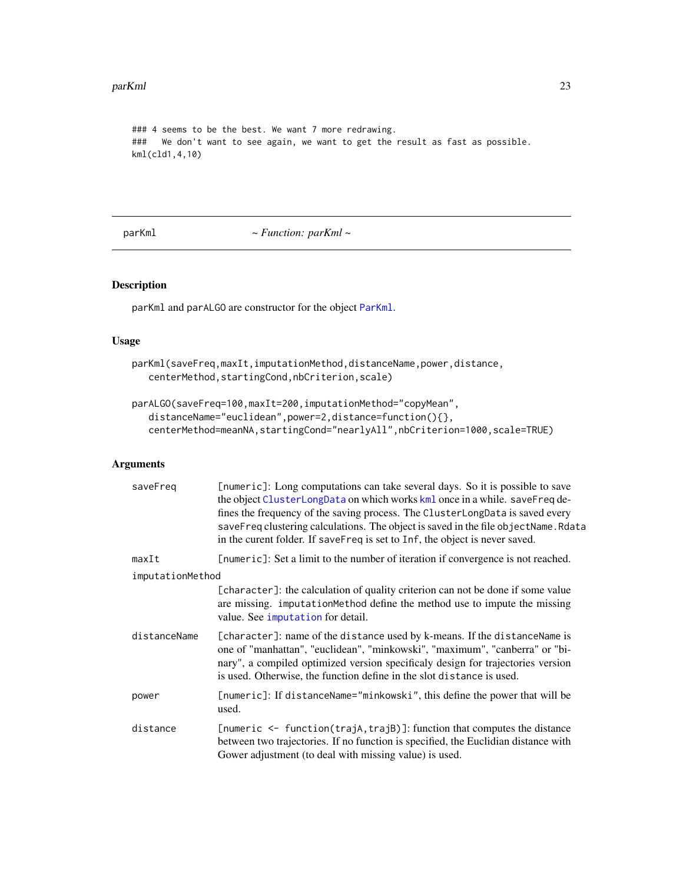```
### 4 seems to be the best. We want 7 more redrawing.
###   We don't want to see again, we want to get the result as fast as possible.
kml(cld1,4,10)
```

---

parKml &nbsp;&nbsp;&nbsp;&nbsp;&nbsp;&nbsp;&nbsp;&nbsp; *~ Function: parKml ~*

---

## Description

parKml and parALGO are constructor for the object ParKml.

## Usage

```
parKml(saveFreq,maxIt,imputationMethod,distanceName,power,distance,
   centerMethod,startingCond,nbCriterion,scale)

parALGO(saveFreq=100,maxIt=200,imputationMethod="copyMean",
   distanceName="euclidean",power=2,distance=function(){},
   centerMethod=meanNA,startingCond="nearlyAll",nbCriterion=1000,scale=TRUE)
```

## Arguments

**saveFreq** [numeric]: Long computations can take several days. So it is possible to save the object ClusterLongData on which works kml once in a while. saveFreq defines the frequency of the saving process. The ClusterLongData is saved every saveFreq clustering calculations. The object is saved in the file objectName.Rdata in the curent folder. If saveFreq is set to Inf, the object is never saved.

**maxIt** [numeric]: Set a limit to the number of iteration if convergence is not reached.

**imputationMethod** [character]: the calculation of quality criterion can not be done if some value are missing. imputationMethod define the method use to impute the missing value. See imputation for detail.

**distanceName** [character]: name of the distance used by k-means. If the distanceName is one of "manhattan", "euclidean", "minkowski", "maximum", "canberra" or "binary", a compiled optimized version specificaly design for trajectories version is used. Otherwise, the function define in the slot distance is used.

**power** [numeric]: If distanceName="minkowski", this define the power that will be used.

**distance** [numeric <- function(trajA,trajB)]: function that computes the distance between two trajectories. If no function is specified, the Euclidian distance with Gower adjustment (to deal with missing value) is used.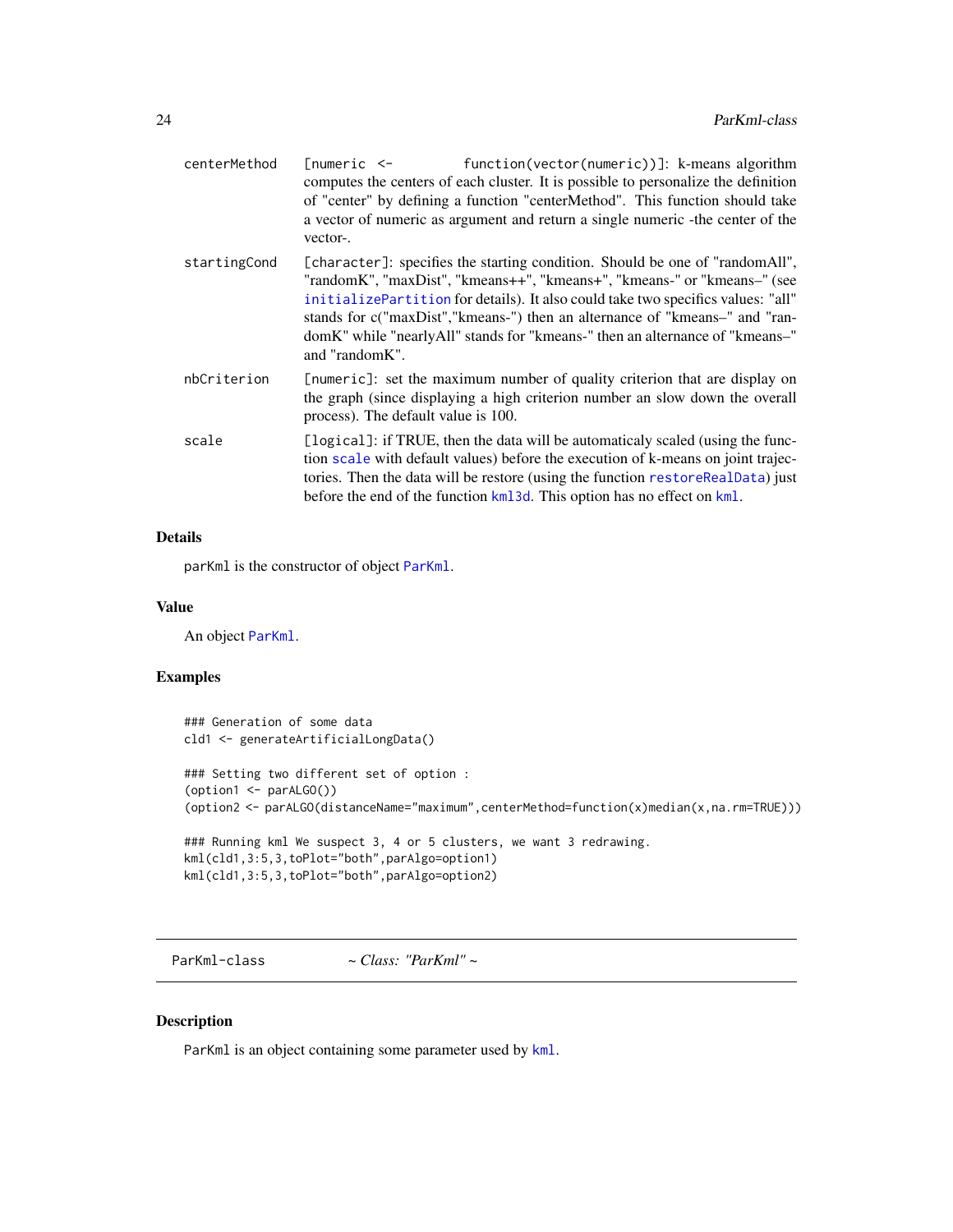| | |
|---|---|
| `centerMethod` | `[numeric <- function(vector(numeric))]`: k-means algorithm computes the centers of each cluster. It is possible to personalize the definition of "center" by defining a function "centerMethod". This function should take a vector of numeric as argument and return a single numeric -the center of the vector-. |
| `startingCond` | `[character]`: specifies the starting condition. Should be one of "randomAll", "randomK", "maxDist", "kmeans++", "kmeans+", "kmeans-" or "kmeans–" (see `initializePartition` for details). It also could take two specifics values: "all" stands for c("maxDist","kmeans-") then an alternance of "kmeans–" and "randomK" while "nearlyAll" stands for "kmeans-" then an alternance of "kmeans–" and "randomK". |
| `nbCriterion` | `[numeric]`: set the maximum number of quality criterion that are display on the graph (since displaying a high criterion number an slow down the overall process). The default value is 100. |
| `scale` | `[logical]`: if TRUE, then the data will be automaticaly scaled (using the function `scale` with default values) before the execution of k-means on joint trajectories. Then the data will be restore (using the function `restoreRealData`) just before the end of the function `kml3d`. This option has no effect on `kml`. |

## Details

`parKml` is the constructor of object `ParKml`.

## Value

An object `ParKml`.

## Examples

```
### Generation of some data
cld1 <- generateArtificialLongData()

### Setting two different set of option :
(option1 <- parALGO())
(option2 <- parALGO(distanceName="maximum",centerMethod=function(x)median(x,na.rm=TRUE)))

### Running kml We suspect 3, 4 or 5 clusters, we want 3 redrawing.
kml(cld1,3:5,3,toPlot="both",parAlgo=option1)
kml(cld1,3:5,3,toPlot="both",parAlgo=option2)
```

---

# ParKml-class    *~ Class: "ParKml" ~*

---

## Description

`ParKml` is an object containing some parameter used by `kml`.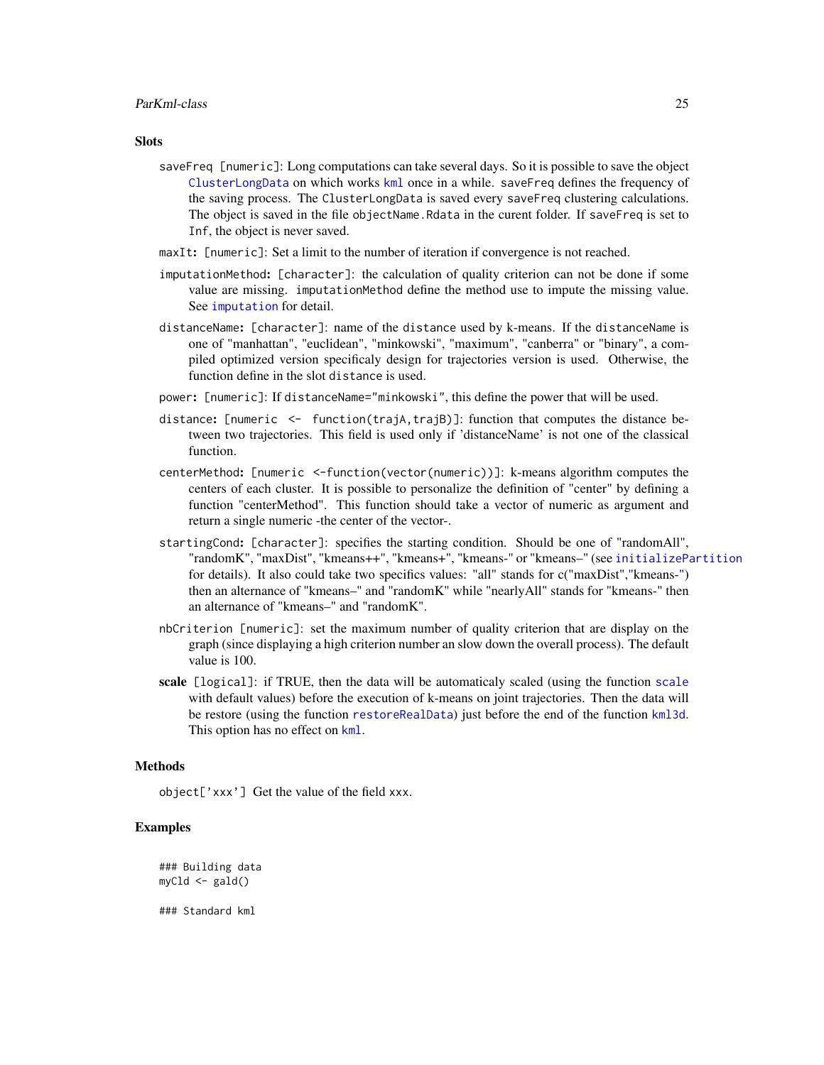### Slots

`saveFreq` `[numeric]`: Long computations can take several days. So it is possible to save the object `ClusterLongData` on which works `kml` once in a while. `saveFreq` defines the frequency of the saving process. The `ClusterLongData` is saved every `saveFreq` clustering calculations. The object is saved in the file `objectName.Rdata` in the curent folder. If `saveFreq` is set to `Inf`, the object is never saved.

`maxIt`: `[numeric]`: Set a limit to the number of iteration if convergence is not reached.

`imputationMethod`: `[character]`: the calculation of quality criterion can not be done if some value are missing. `imputationMethod` define the method use to impute the missing value. See `imputation` for detail.

`distanceName`: `[character]`: name of the `distance` used by k-means. If the `distanceName` is one of "manhattan", "euclidean", "minkowski", "maximum", "canberra" or "binary", a compiled optimized version specificaly design for trajectories version is used. Otherwise, the function define in the slot `distance` is used.

`power`: `[numeric]`: If `distanceName="minkowski"`, this define the power that will be used.

`distance`: `[numeric <- function(trajA,trajB)]`: function that computes the distance between two trajectories. This field is used only if 'distanceName' is not one of the classical function.

`centerMethod`: `[numeric <-function(vector(numeric))]`: k-means algorithm computes the centers of each cluster. It is possible to personalize the definition of "center" by defining a function "centerMethod". This function should take a vector of numeric as argument and return a single numeric -the center of the vector-.

`startingCond`: `[character]`: specifies the starting condition. Should be one of "randomAll", "randomK", "maxDist", "kmeans++", "kmeans+", "kmeans-" or "kmeans–" (see `initializePartition` for details). It also could take two specifics values: "all" stands for c("maxDist","kmeans-") then an alternance of "kmeans–" and "randomK" while "nearlyAll" stands for "kmeans-" then an alternance of "kmeans–" and "randomK".

`nbCriterion` `[numeric]`: set the maximum number of quality criterion that are display on the graph (since displaying a high criterion number an slow down the overall process). The default value is 100.

**scale** `[logical]`: if TRUE, then the data will be automaticaly scaled (using the function `scale` with default values) before the execution of k-means on joint trajectories. Then the data will be restore (using the function `restoreRealData`) just before the end of the function `kml3d`. This option has no effect on `kml`.

### Methods

`object['xxx']` Get the value of the field `xxx`.

### Examples

```
### Building data
myCld <- gald()

### Standard kml
```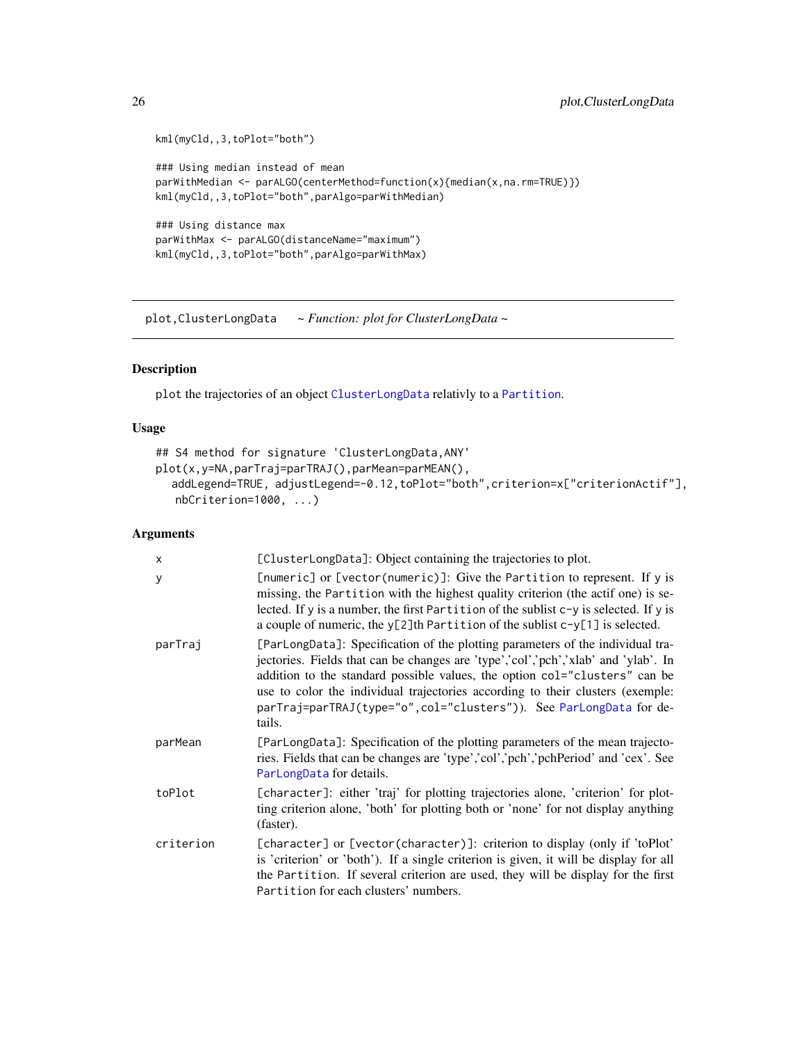```
kml(myCld,,3,toPlot="both")

### Using median instead of mean
parWithMedian <- parALGO(centerMethod=function(x){median(x,na.rm=TRUE)})
kml(myCld,,3,toPlot="both",parAlgo=parWithMedian)

### Using distance max
parWithMax <- parALGO(distanceName="maximum")
kml(myCld,,3,toPlot="both",parAlgo=parWithMax)
```

---

## plot,ClusterLongData    *~ Function: plot for ClusterLongData ~*

---

### Description

plot the trajectories of an object ClusterLongData relativly to a Partition.

### Usage

```
## S4 method for signature 'ClusterLongData,ANY'
plot(x,y=NA,parTraj=parTRAJ(),parMean=parMEAN(),
   addLegend=TRUE, adjustLegend=-0.12,toPlot="both",criterion=x["criterionActif"],
   nbCriterion=1000, ...)
```

### Arguments

| | |
|---|---|
| x | [ClusterLongData]: Object containing the trajectories to plot. |
| y | [numeric] or [vector(numeric)]: Give the Partition to represent. If y is missing, the Partition with the highest quality criterion (the actif one) is selected. If y is a number, the first Partition of the sublist c-y is selected. If y is a couple of numeric, the y[2]th Partition of the sublist c-y[1] is selected. |
| parTraj | [ParLongData]: Specification of the plotting parameters of the individual trajectories. Fields that can be changes are 'type','col','pch','xlab' and 'ylab'. In addition to the standard possible values, the option col="clusters" can be use to color the individual trajectories according to their clusters (exemple: parTraj=parTRAJ(type="o",col="clusters")). See ParLongData for details. |
| parMean | [ParLongData]: Specification of the plotting parameters of the mean trajectories. Fields that can be changes are 'type','col','pch','pchPeriod' and 'cex'. See ParLongData for details. |
| toPlot | [character]: either 'traj' for plotting trajectories alone, 'criterion' for plotting criterion alone, 'both' for plotting both or 'none' for not display anything (faster). |
| criterion | [character] or [vector(character)]: criterion to display (only if 'toPlot' is 'criterion' or 'both'). If a single criterion is given, it will be display for all the Partition. If several criterion are used, they will be display for the first Partition for each clusters' numbers. |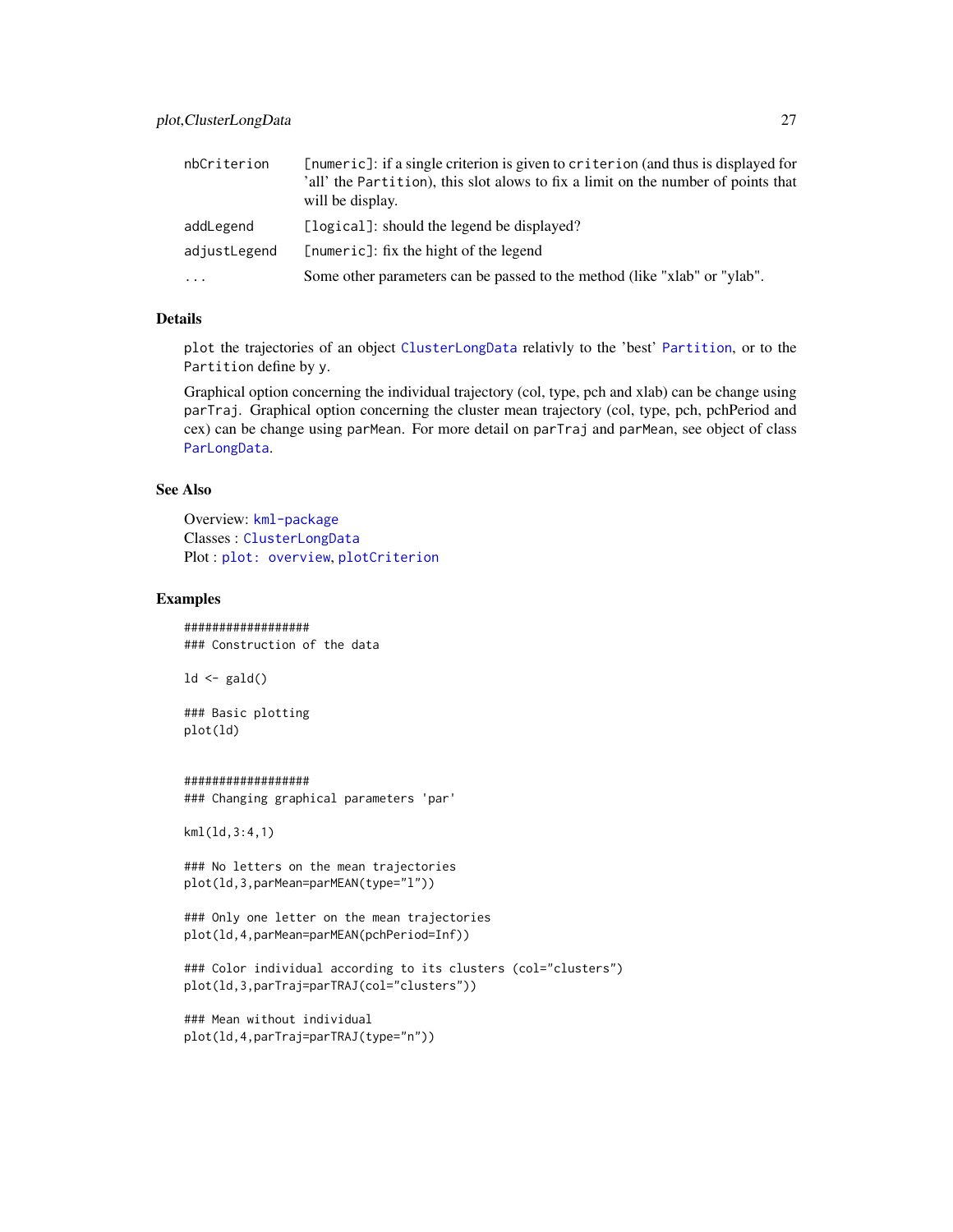| | |
|---|---|
| nbCriterion | [numeric]: if a single criterion is given to criterion (and thus is displayed for 'all' the Partition), this slot alows to fix a limit on the number of points that will be display. |
| addLegend | [logical]: should the legend be displayed? |
| adjustLegend | [numeric]: fix the hight of the legend |
| ... | Some other parameters can be passed to the method (like "xlab" or "ylab". |

## Details

plot the trajectories of an object ClusterLongData relativly to the 'best' Partition, or to the Partition define by y.

Graphical option concerning the individual trajectory (col, type, pch and xlab) can be change using parTraj. Graphical option concerning the cluster mean trajectory (col, type, pch, pchPeriod and cex) can be change using parMean. For more detail on parTraj and parMean, see object of class ParLongData.

## See Also

Overview: kml-package
Classes : ClusterLongData
Plot : plot: overview, plotCriterion

## Examples

```
##################
### Construction of the data

ld <- gald()

### Basic plotting
plot(ld)


##################
### Changing graphical parameters 'par'

kml(ld,3:4,1)

### No letters on the mean trajectories
plot(ld,3,parMean=parMEAN(type="l"))

### Only one letter on the mean trajectories
plot(ld,4,parMean=parMEAN(pchPeriod=Inf))

### Color individual according to its clusters (col="clusters")
plot(ld,3,parTraj=parTRAJ(col="clusters"))

### Mean without individual
plot(ld,4,parTraj=parTRAJ(type="n"))
```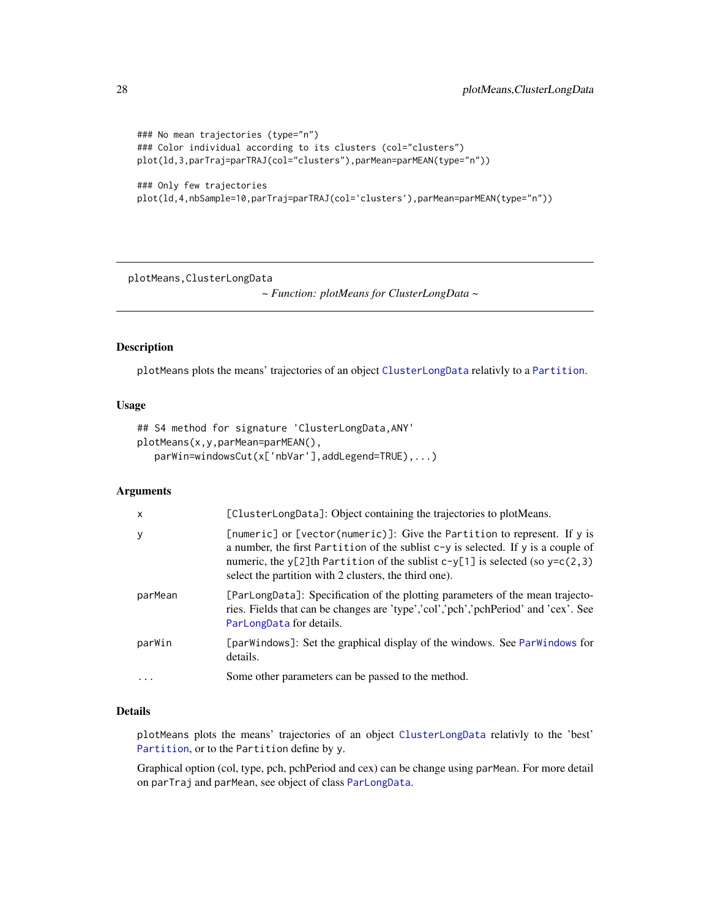```
### No mean trajectories (type="n")
### Color individual according to its clusters (col="clusters")
plot(ld,3,parTraj=parTRAJ(col="clusters"),parMean=parMEAN(type="n"))

### Only few trajectories
plot(ld,4,nbSample=10,parTraj=parTRAJ(col='clusters'),parMean=parMEAN(type="n"))
```

---

plotMeans,ClusterLongData

*~ Function: plotMeans for ClusterLongData ~*

---

## Description

plotMeans plots the means' trajectories of an object ClusterLongData relativly to a Partition.

## Usage

```
## S4 method for signature 'ClusterLongData,ANY'
plotMeans(x,y,parMean=parMEAN(),
   parWin=windowsCut(x['nbVar'],addLegend=TRUE),...)
```

## Arguments

| | |
|---|---|
| x | [ClusterLongData]: Object containing the trajectories to plotMeans. |
| y | [numeric] or [vector(numeric)]: Give the Partition to represent. If y is a number, the first Partition of the sublist c-y is selected. If y is a couple of numeric, the y[2]th Partition of the sublist c-y[1] is selected (so y=c(2,3) select the partition with 2 clusters, the third one). |
| parMean | [ParLongData]: Specification of the plotting parameters of the mean trajectories. Fields that can be changes are 'type','col','pch','pchPeriod' and 'cex'. See ParLongData for details. |
| parWin | [parWindows]: Set the graphical display of the windows. See ParWindows for details. |
| ... | Some other parameters can be passed to the method. |

## Details

plotMeans plots the means' trajectories of an object ClusterLongData relativly to the 'best' Partition, or to the Partition define by y.

Graphical option (col, type, pch, pchPeriod and cex) can be change using parMean. For more detail on parTraj and parMean, see object of class ParLongData.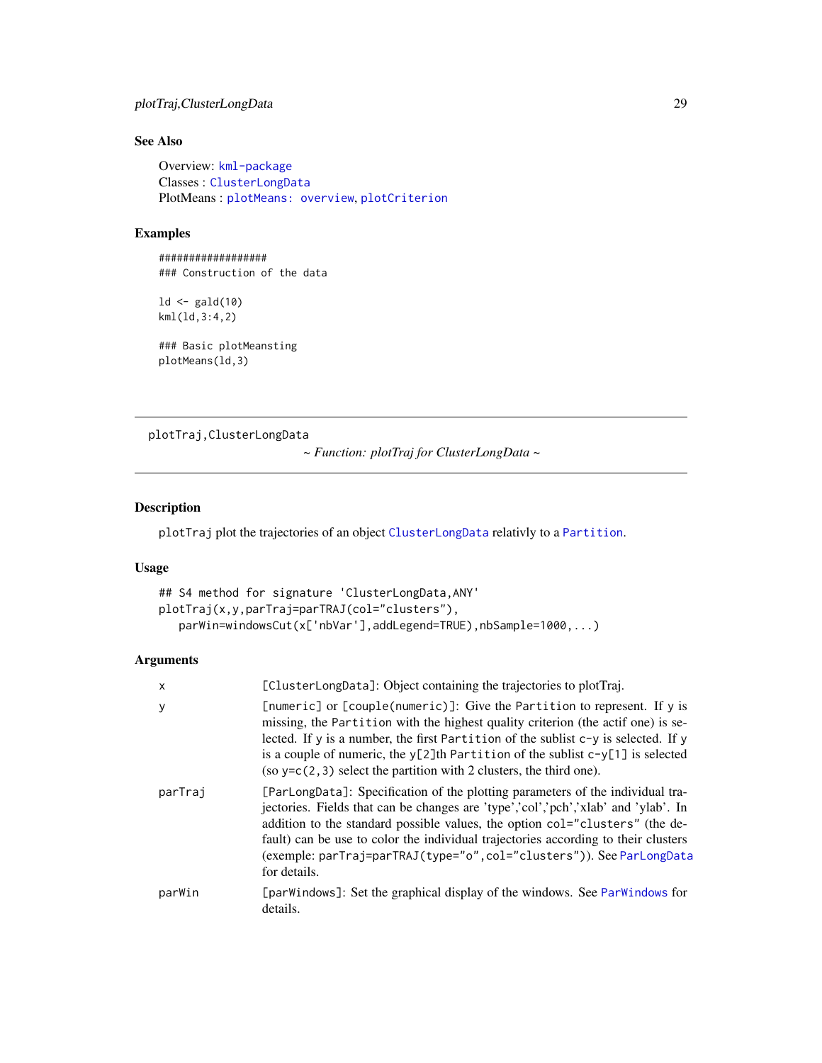## See Also

Overview: kml-package
Classes : ClusterLongData
PlotMeans : plotMeans: overview, plotCriterion

## Examples

```
##################
### Construction of the data

ld <- gald(10)
kml(ld,3:4,2)

### Basic plotMeansting
plotMeans(ld,3)
```

---

plotTraj,ClusterLongData    *~ Function: plotTraj for ClusterLongData ~*

---

## Description

plotTraj plot the trajectories of an object ClusterLongData relativly to a Partition.

## Usage

```
## S4 method for signature 'ClusterLongData,ANY'
plotTraj(x,y,parTraj=parTRAJ(col="clusters"),
   parWin=windowsCut(x['nbVar'],addLegend=TRUE),nbSample=1000,...)
```

## Arguments

| | |
|---|---|
| x | [ClusterLongData]: Object containing the trajectories to plotTraj. |
| y | [numeric] or [couple(numeric)]: Give the Partition to represent. If y is missing, the Partition with the highest quality criterion (the actif one) is selected. If y is a number, the first Partition of the sublist c-y is selected. If y is a couple of numeric, the y[2]th Partition of the sublist c-y[1] is selected (so y=c(2,3) select the partition with 2 clusters, the third one). |
| parTraj | [ParLongData]: Specification of the plotting parameters of the individual trajectories. Fields that can be changes are 'type','col','pch','xlab' and 'ylab'. In addition to the standard possible values, the option col="clusters" (the default) can be use to color the individual trajectories according to their clusters (exemple: parTraj=parTRAJ(type="o",col="clusters")). See ParLongData for details. |
| parWin | [parWindows]: Set the graphical display of the windows. See ParWindows for details. |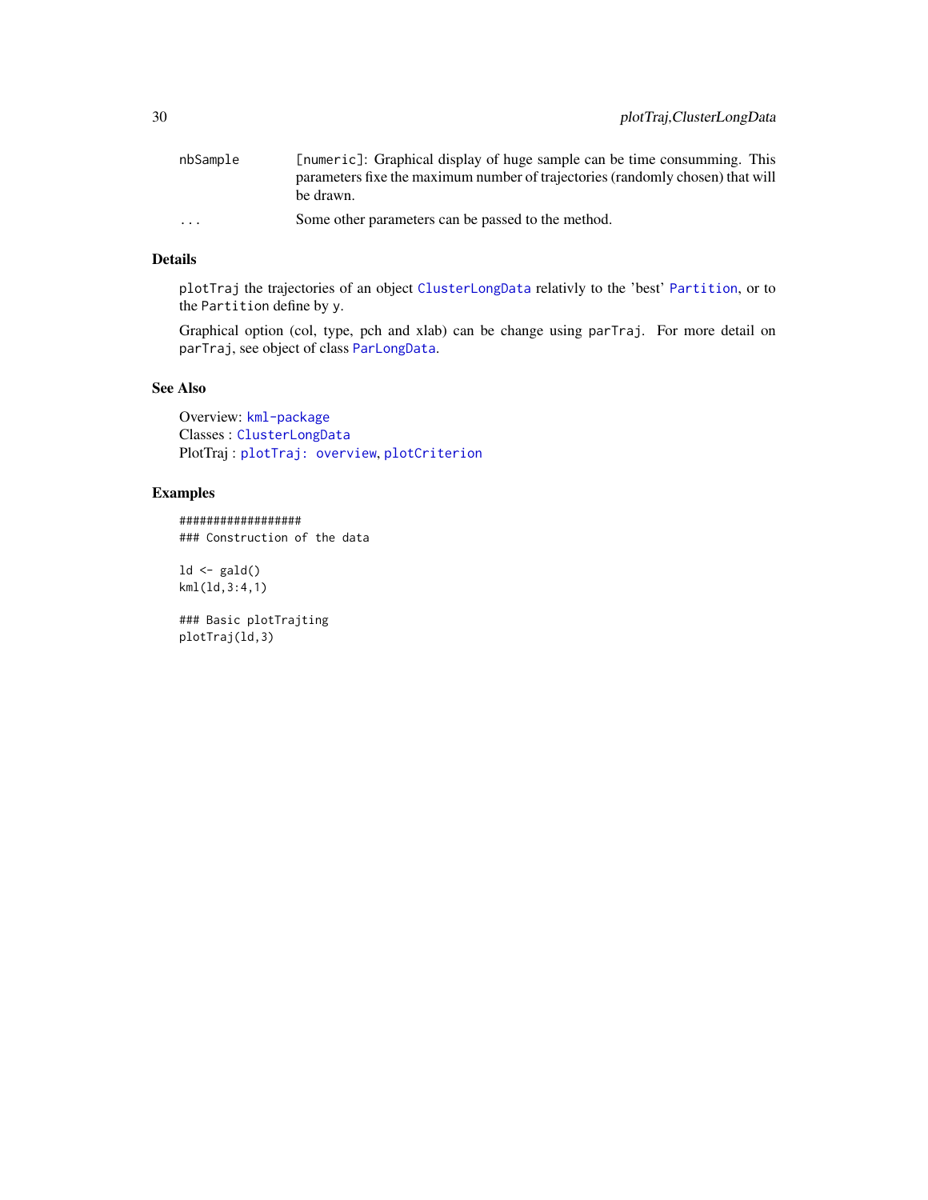nbSample [numeric]: Graphical display of huge sample can be time consumming. This parameters fixe the maximum number of trajectories (randomly chosen) that will be drawn.

... Some other parameters can be passed to the method.

## Details

plotTraj the trajectories of an object ClusterLongData relativly to the 'best' Partition, or to the Partition define by y.

Graphical option (col, type, pch and xlab) can be change using parTraj. For more detail on parTraj, see object of class ParLongData.

## See Also

Overview: kml-package
Classes : ClusterLongData
PlotTraj : plotTraj: overview, plotCriterion

## Examples

```
##################
### Construction of the data

ld <- gald()
kml(ld,3:4,1)

### Basic plotTrajting
plotTraj(ld,3)
```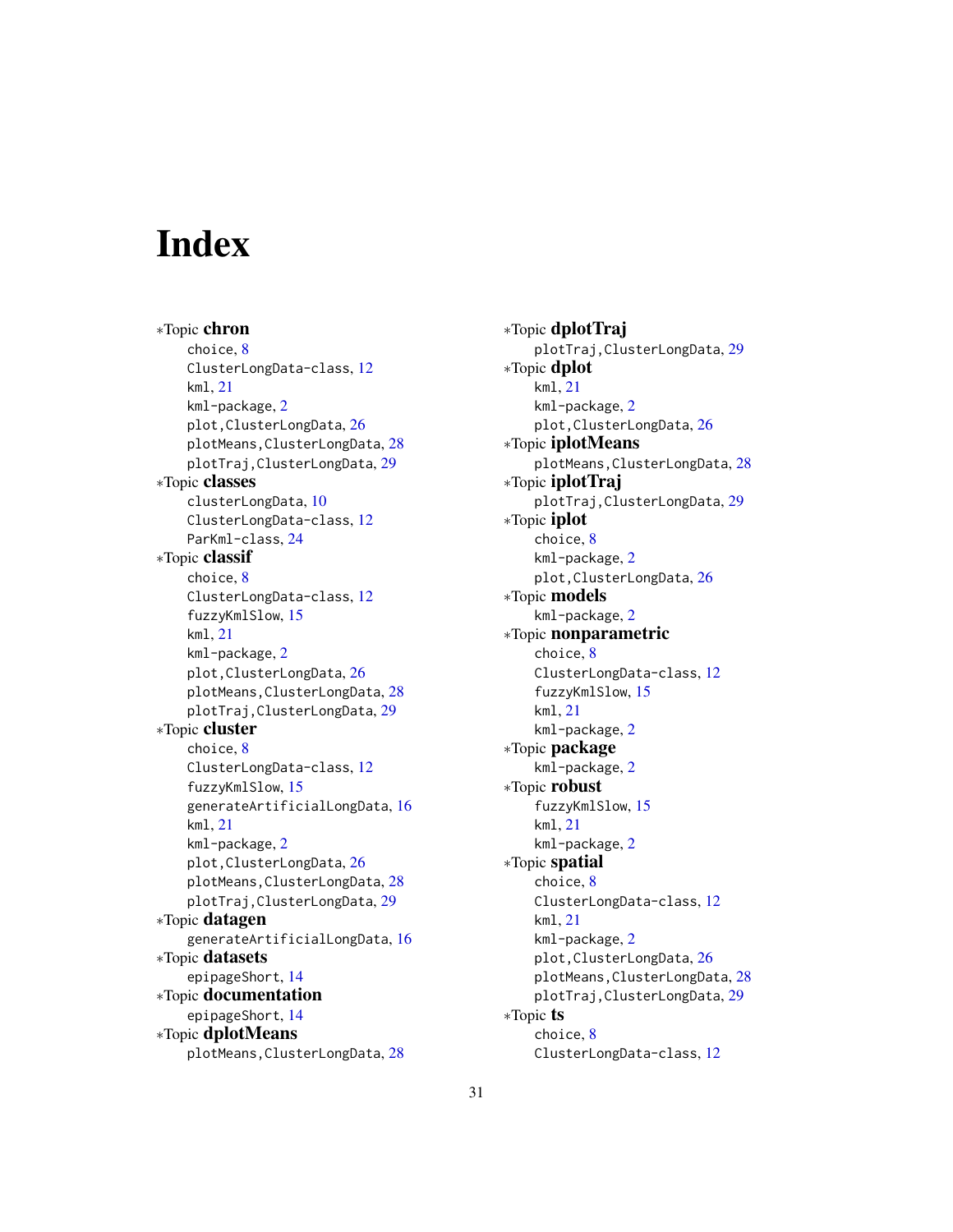# Index

*Topic **chron**
  choice, 8
  ClusterLongData-class, 12
  kml, 21
  kml-package, 2
  plot,ClusterLongData, 26
  plotMeans,ClusterLongData, 28
  plotTraj,ClusterLongData, 29

*Topic **classes**
  clusterLongData, 10
  ClusterLongData-class, 12
  ParKml-class, 24

*Topic **classif**
  choice, 8
  ClusterLongData-class, 12
  fuzzyKmlSlow, 15
  kml, 21
  kml-package, 2
  plot,ClusterLongData, 26
  plotMeans,ClusterLongData, 28
  plotTraj,ClusterLongData, 29

*Topic **cluster**
  choice, 8
  ClusterLongData-class, 12
  fuzzyKmlSlow, 15
  generateArtificialLongData, 16
  kml, 21
  kml-package, 2
  plot,ClusterLongData, 26
  plotMeans,ClusterLongData, 28
  plotTraj,ClusterLongData, 29

*Topic **datagen**
  generateArtificialLongData, 16

*Topic **datasets**
  epipageShort, 14

*Topic **documentation**
  epipageShort, 14

*Topic **dplotMeans**
  plotMeans,ClusterLongData, 28

*Topic **dplotTraj**
  plotTraj,ClusterLongData, 29

*Topic **dplot**
  kml, 21
  kml-package, 2
  plot,ClusterLongData, 26

*Topic **iplotMeans**
  plotMeans,ClusterLongData, 28

*Topic **iplotTraj**
  plotTraj,ClusterLongData, 29

*Topic **iplot**
  choice, 8
  kml-package, 2
  plot,ClusterLongData, 26

*Topic **models**
  kml-package, 2

*Topic **nonparametric**
  choice, 8
  ClusterLongData-class, 12
  fuzzyKmlSlow, 15
  kml, 21
  kml-package, 2

*Topic **package**
  kml-package, 2

*Topic **robust**
  fuzzyKmlSlow, 15
  kml, 21
  kml-package, 2

*Topic **spatial**
  choice, 8
  ClusterLongData-class, 12
  kml, 21
  kml-package, 2
  plot,ClusterLongData, 26
  plotMeans,ClusterLongData, 28
  plotTraj,ClusterLongData, 29

*Topic **ts**
  choice, 8
  ClusterLongData-class, 12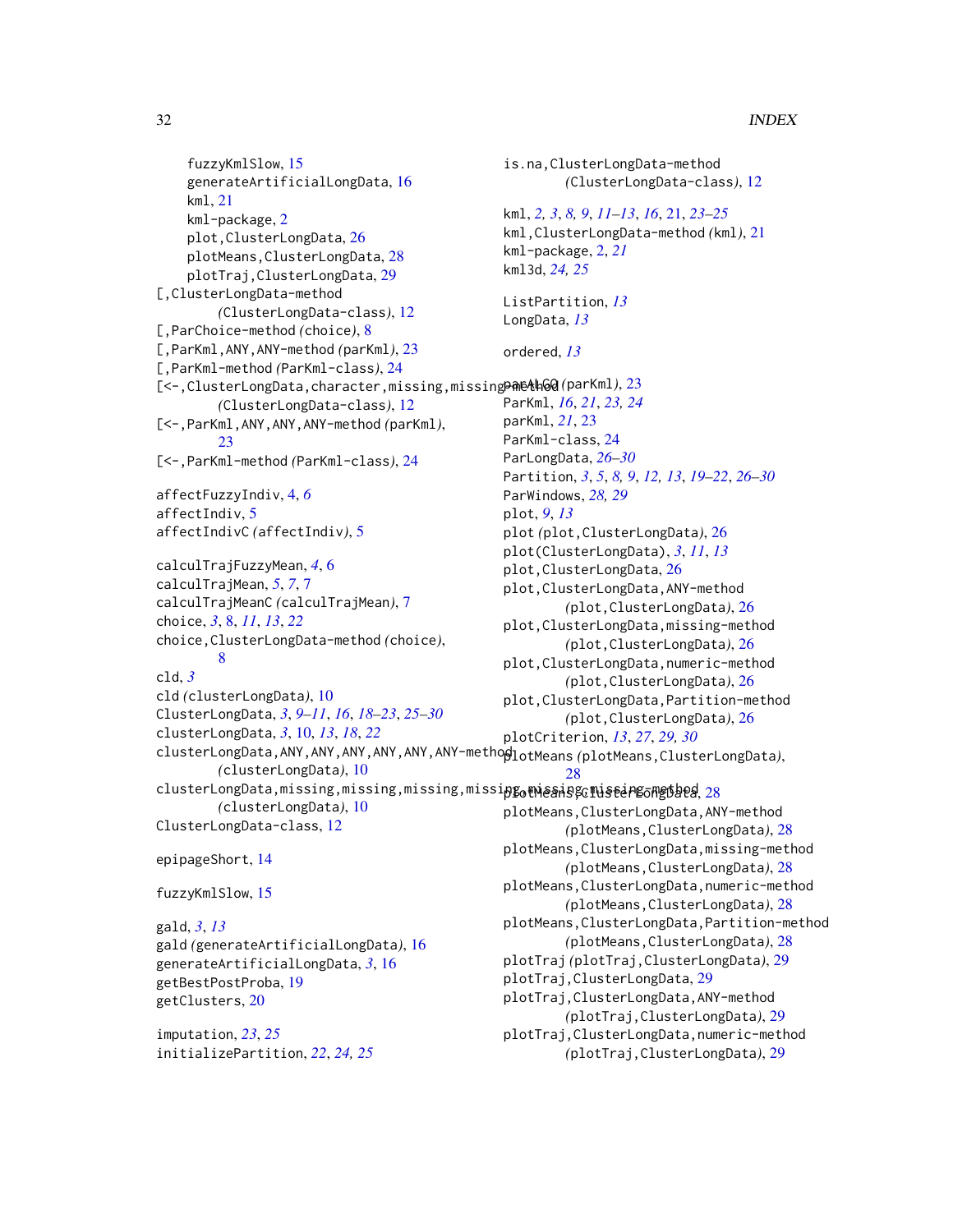fuzzyKmlSlow, 15
generateArtificialLongData, 16
kml, 21
kml-package, 2
plot,ClusterLongData, 26
plotMeans,ClusterLongData, 28
plotTraj,ClusterLongData, 29
[,ClusterLongData-method
(ClusterLongData-class), 12
[,ParChoice-method (choice), 8
[,ParKml,ANY,ANY-method (parKml), 23
[,ParKml-method (ParKml-class), 24
[<-,ClusterLongData,character,missing,missing-method
(ClusterLongData-class), 12
[<-,ParKml,ANY,ANY,ANY-method (parKml),
23
[<-,ParKml-method (ParKml-class), 24

affectFuzzyIndiv, 4, *6*
affectIndiv, 5
affectIndivC (affectIndiv), 5

calculTrajFuzzyMean, *4*, 6
calculTrajMean, *5*, *7*, 7
calculTrajMeanC (calculTrajMean), 7
choice, *3*, 8, *11*, *13*, *22*
choice,ClusterLongData-method (choice),
8
cld, *3*
cld (clusterLongData), 10
ClusterLongData, *3*, *9–11*, *16*, *18–23*, *25–30*
clusterLongData, *3*, 10, *13*, *18*, *22*
clusterLongData,ANY,ANY,ANY,ANY,ANY,ANY-method
(clusterLongData), 10
clusterLongData,missing,missing,missing,missing,missing,missing-method
(clusterLongData), 10
ClusterLongData-class, 12

epipageShort, 14

fuzzyKmlSlow, 15

gald, *3*, *13*
gald (generateArtificialLongData), 16
generateArtificialLongData, *3*, 16
getBestPostProba, 19
getClusters, 20

imputation, *23*, *25*
initializePartition, *22*, *24, 25*

is.na,ClusterLongData-method
(ClusterLongData-class), 12

kml, *2, 3*, *8, 9*, *11–13*, *16*, 21, *23–25*
kml,ClusterLongData-method (kml), 21
kml-package, 2, *21*
kml3d, *24, 25*

ListPartition, *13*
LongData, *13*

ordered, *13*

parALGO (parKml), 23
ParKml, *16*, *21*, *23, 24*
parKml, *21*, 23
ParKml-class, 24
ParLongData, *26–30*
Partition, *3*, *5*, *8, 9*, *12, 13*, *19–22*, *26–30*
ParWindows, *28, 29*
plot, *9*, *13*
plot (plot,ClusterLongData), 26
plot(ClusterLongData), *3*, *11*, *13*
plot,ClusterLongData, 26
plot,ClusterLongData,ANY-method
(plot,ClusterLongData), 26
plot,ClusterLongData,missing-method
(plot,ClusterLongData), 26
plot,ClusterLongData,numeric-method
(plot,ClusterLongData), 26
plot,ClusterLongData,Partition-method
(plot,ClusterLongData), 26
plotCriterion, *13*, *27*, *29, 30*
plotMeans (plotMeans,ClusterLongData),
28
plotMeans,ClusterLongData, 28
plotMeans,ClusterLongData,ANY-method
(plotMeans,ClusterLongData), 28
plotMeans,ClusterLongData,missing-method
(plotMeans,ClusterLongData), 28
plotMeans,ClusterLongData,numeric-method
(plotMeans,ClusterLongData), 28
plotMeans,ClusterLongData,Partition-method
(plotMeans,ClusterLongData), 28
plotTraj (plotTraj,ClusterLongData), 29
plotTraj,ClusterLongData, 29
plotTraj,ClusterLongData,ANY-method
(plotTraj,ClusterLongData), 29
plotTraj,ClusterLongData,numeric-method
(plotTraj,ClusterLongData), 29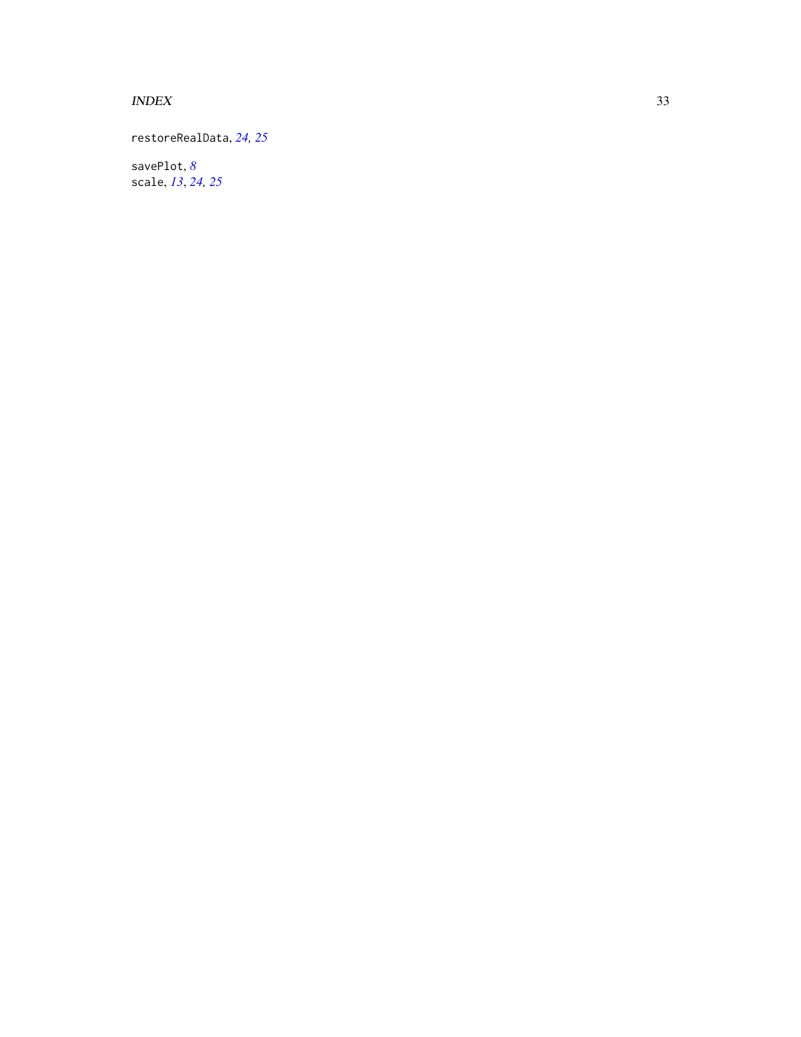restoreRealData, *24, 25*

savePlot, *8*
scale, *13*, *24, 25*